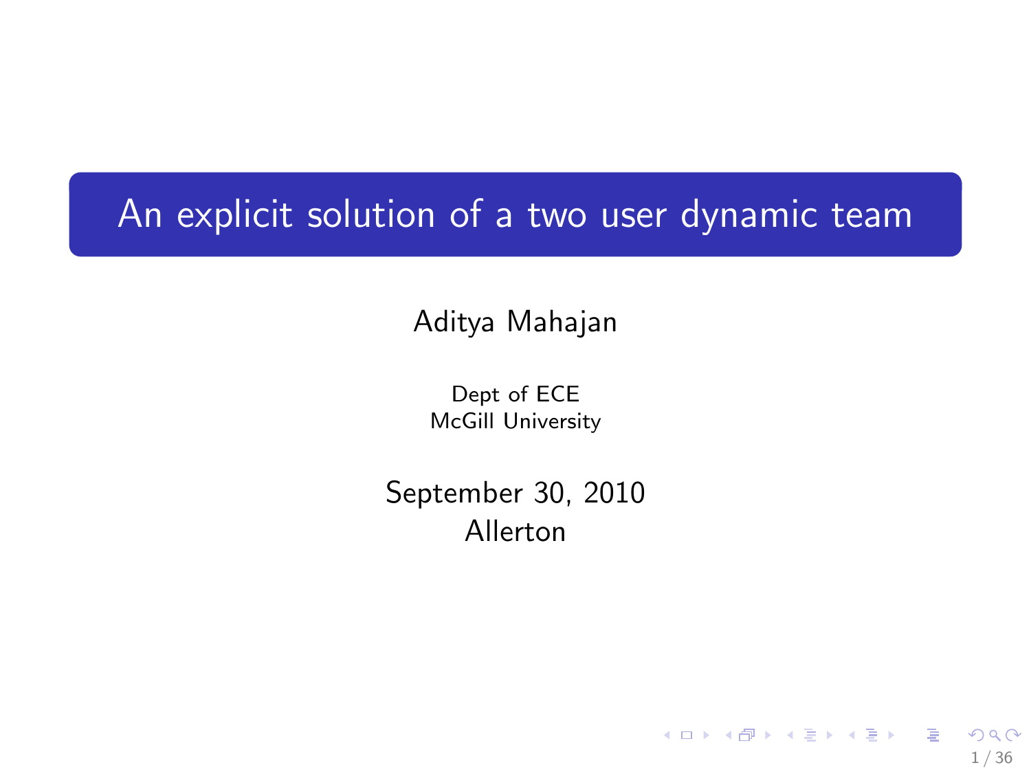# An explicit solution of a two user dynamic team

Aditya Mahajan

Dept of ECE
McGill University

September 30, 2010
Allerton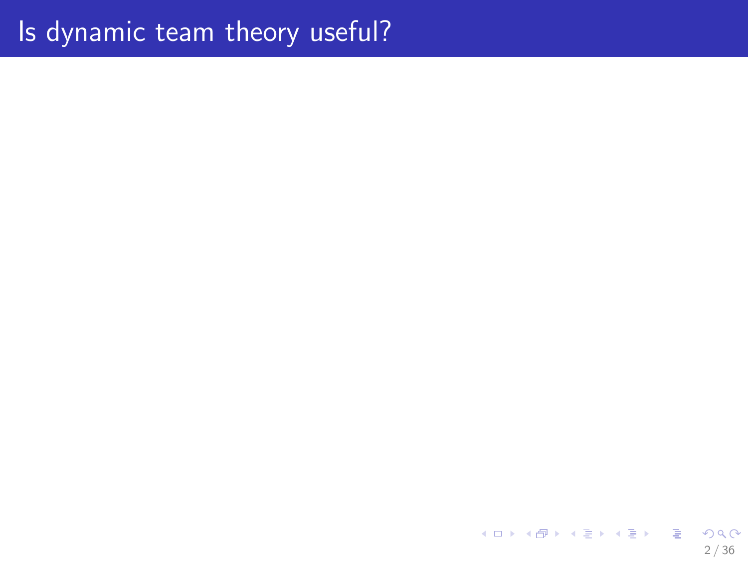# Is dynamic team theory useful?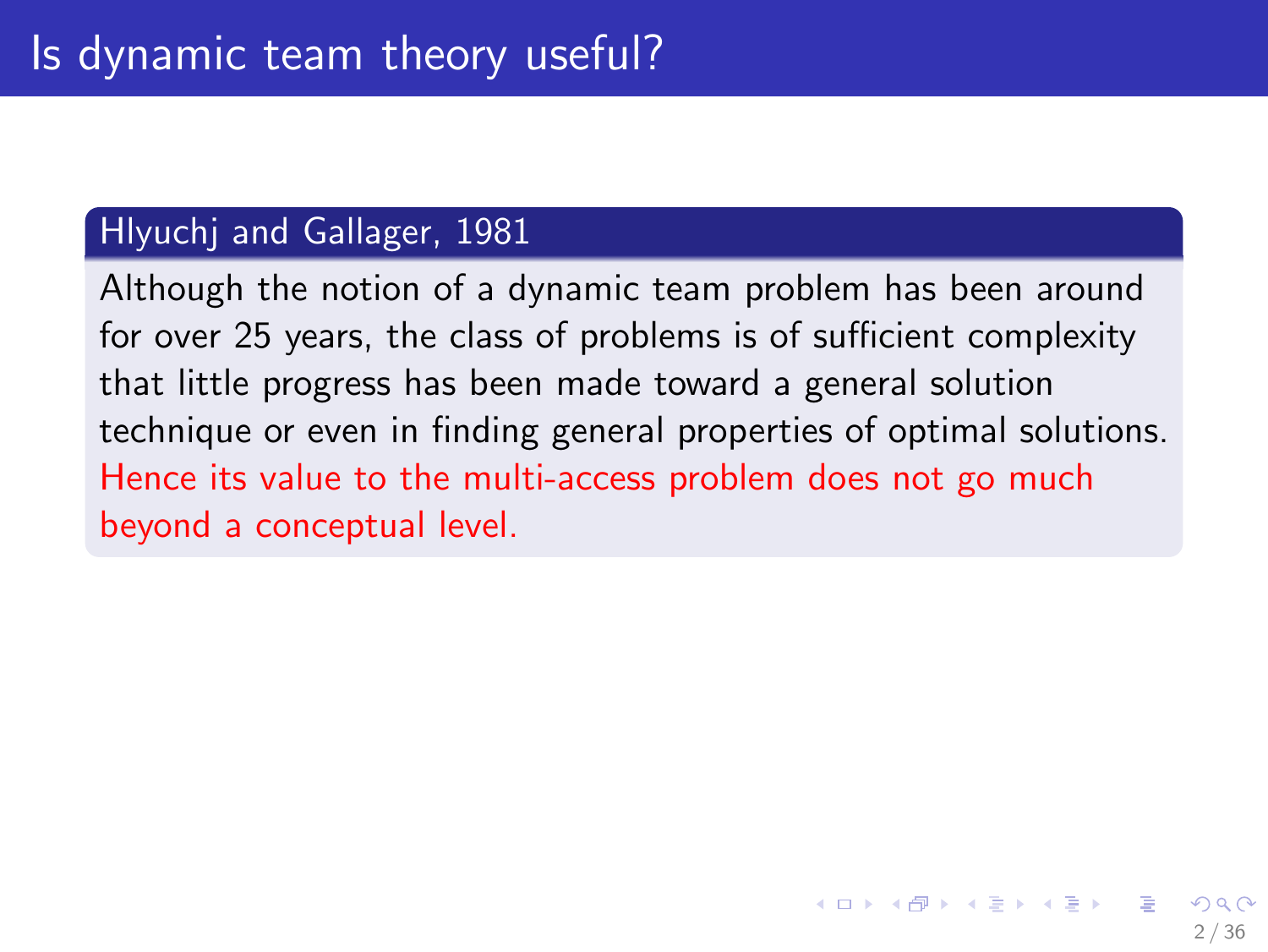# Is dynamic team theory useful?

**Hlyuchj and Gallager, 1981**

Although the notion of a dynamic team problem has been around for over 25 years, the class of problems is of sufficient complexity that little progress has been made toward a general solution technique or even in finding general properties of optimal solutions. Hence its value to the multi-access problem does not go much beyond a conceptual level.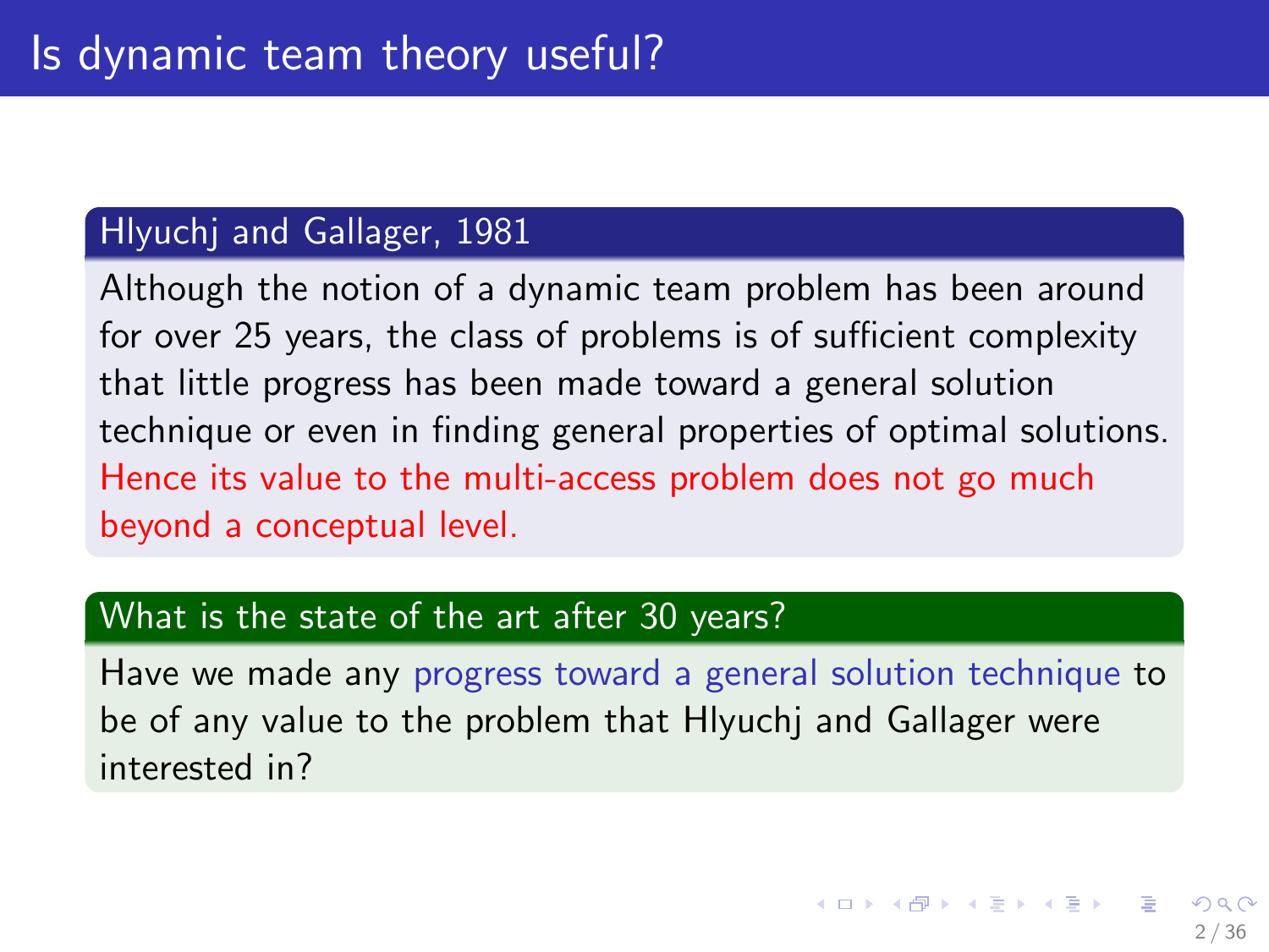# Is dynamic team theory useful?

### Hlyuchj and Gallager, 1981

Although the notion of a dynamic team problem has been around for over 25 years, the class of problems is of sufficient complexity that little progress has been made toward a general solution technique or even in finding general properties of optimal solutions. Hence its value to the multi-access problem does not go much beyond a conceptual level.

### What is the state of the art after 30 years?

Have we made any progress toward a general solution technique to be of any value to the problem that Hlyuchj and Gallager were interested in?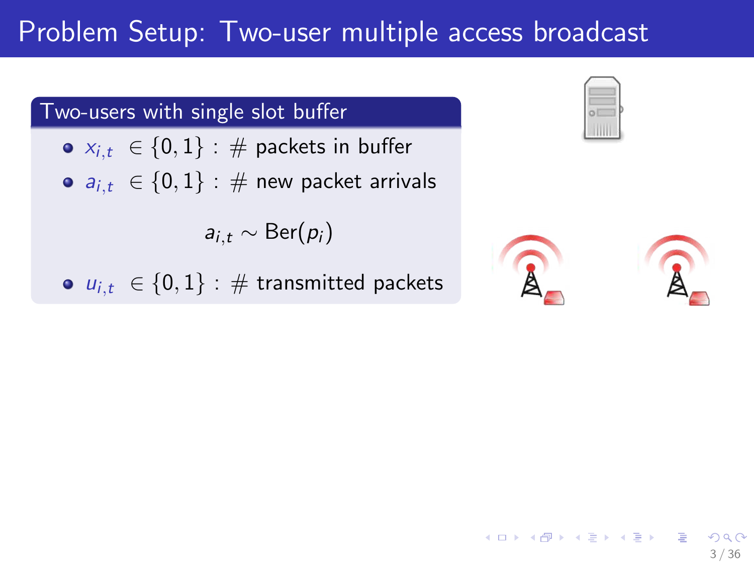# Problem Setup: Two-user multiple access broadcast

## Two-users with single slot buffer

- $x_{i,t} \in \{0,1\}$ : # packets in buffer
- $a_{i,t} \in \{0,1\}$ : # new packet arrivals

$$a_{i,t} \sim \text{Ber}(p_i)$$

- $u_{i,t} \in \{0,1\}$ : # transmitted packets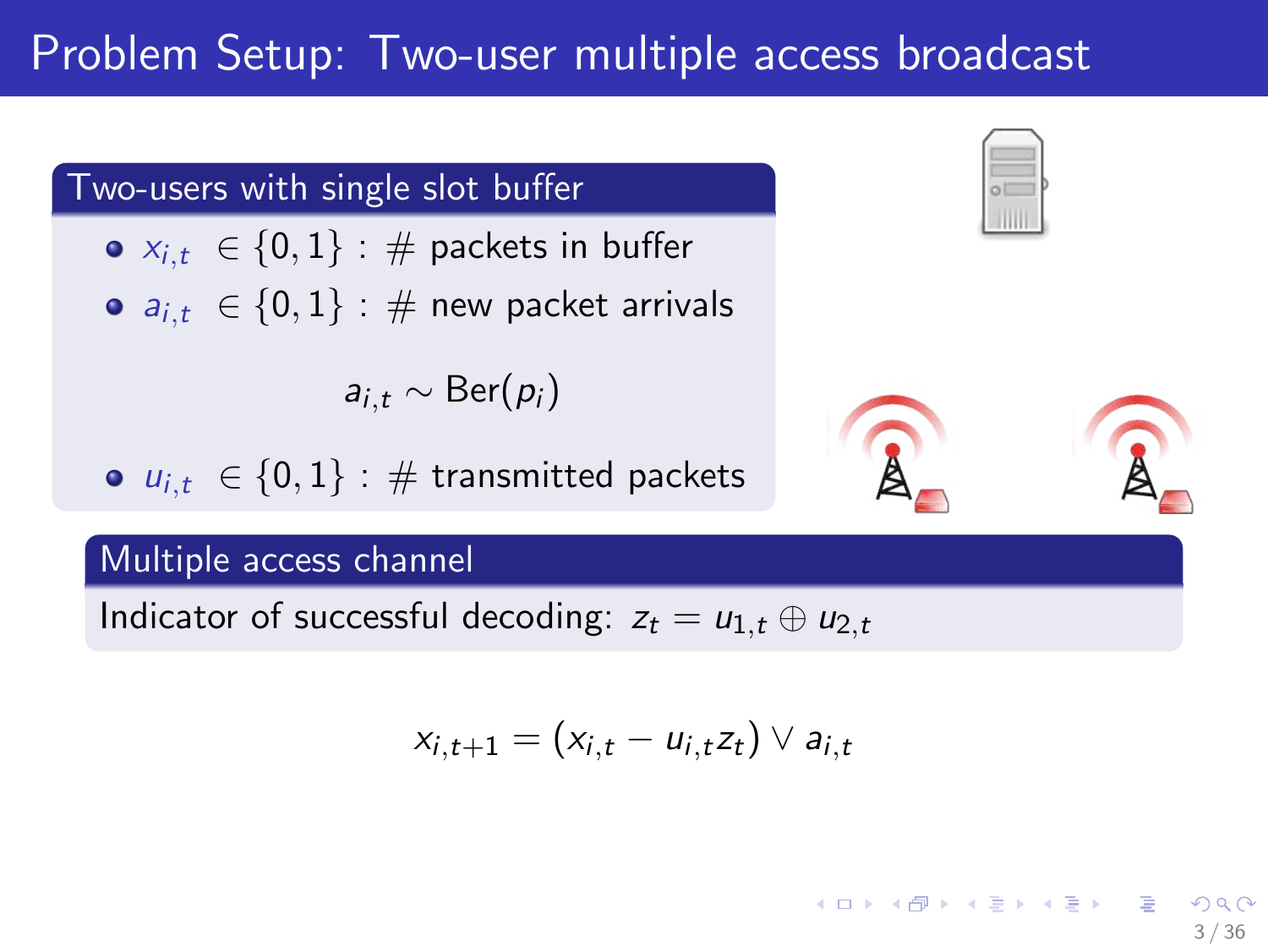# Problem Setup: Two-user multiple access broadcast

## Two-users with single slot buffer

- $x_{i,t} \in \{0,1\}$ : # packets in buffer
- $a_{i,t} \in \{0,1\}$ : # new packet arrivals

$$a_{i,t} \sim \text{Ber}(p_i)$$

- $u_{i,t} \in \{0,1\}$ : # transmitted packets

## Multiple access channel

Indicator of successful decoding: $z_t = u_{1,t} \oplus u_{2,t}$

$$x_{i,t+1} = (x_{i,t} - u_{i,t} z_t) \vee a_{i,t}$$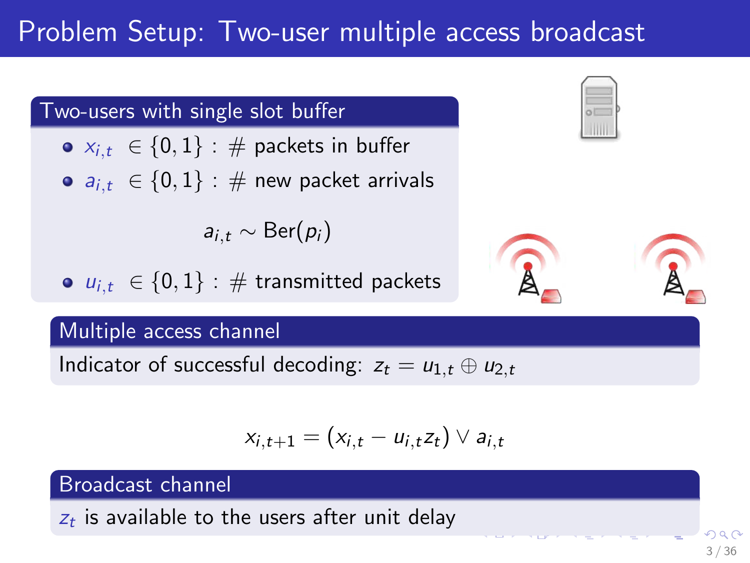# Problem Setup: Two-user multiple access broadcast

## Two-users with single slot buffer

- $x_{i,t} \in \{0,1\}$ : # packets in buffer
- $a_{i,t} \in \{0,1\}$ : # new packet arrivals

$$a_{i,t} \sim \text{Ber}(p_i)$$

- $u_{i,t} \in \{0,1\}$ : # transmitted packets

## Multiple access channel

Indicator of successful decoding: $z_t = u_{1,t} \oplus u_{2,t}$

$$x_{i,t+1} = (x_{i,t} - u_{i,t} z_t) \vee a_{i,t}$$

## Broadcast channel

$z_t$ is available to the users after unit delay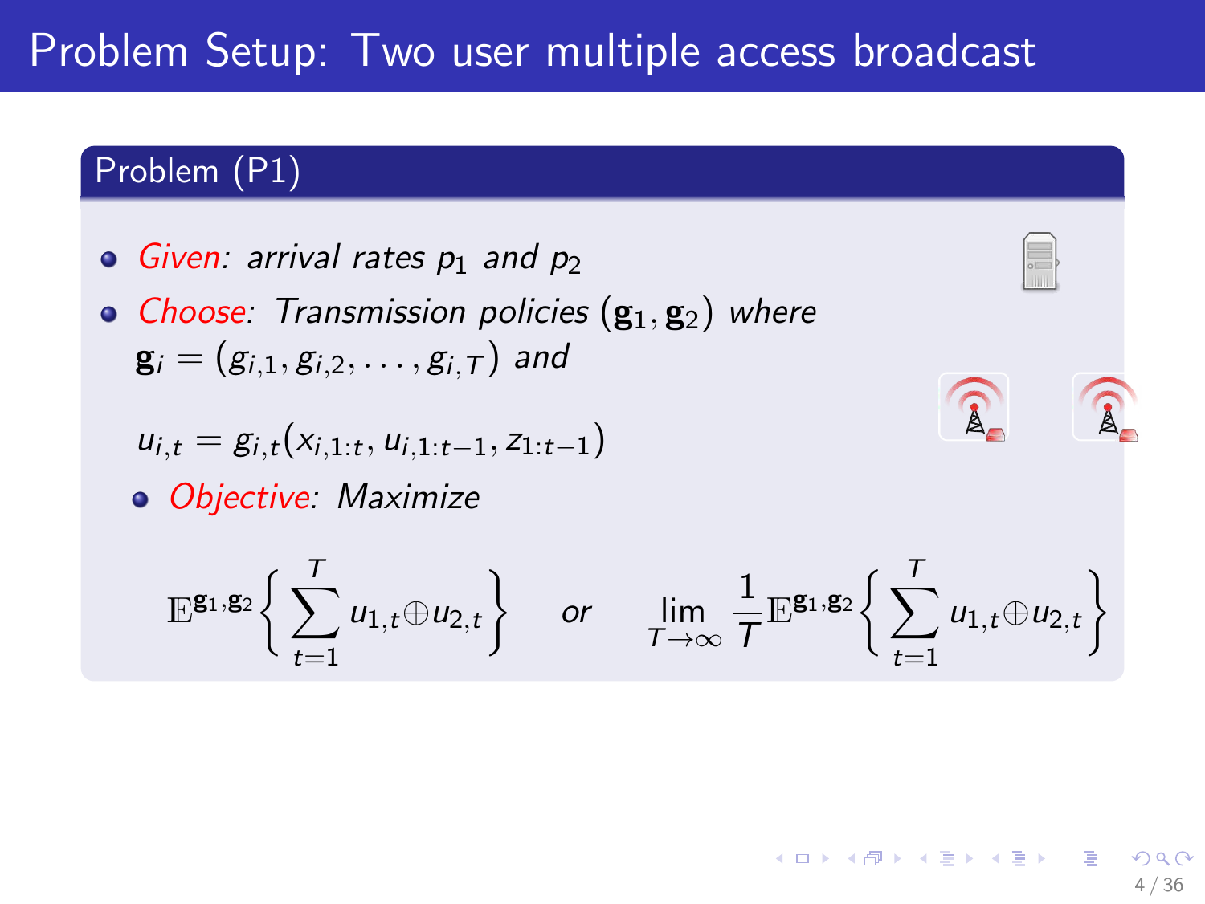# Problem Setup: Two user multiple access broadcast

## Problem (P1)

- *Given: arrival rates* $p_1$ *and* $p_2$
- *Choose: Transmission policies* $(\mathbf{g}_1, \mathbf{g}_2)$ *where* $\mathbf{g}_i = (g_{i,1}, g_{i,2}, \ldots, g_{i,T})$ *and*

$$u_{i,t} = g_{i,t}(x_{i,1:t}, u_{i,1:t-1}, z_{1:t-1})$$

- *Objective: Maximize*

$$\mathbb{E}^{\mathbf{g}_1,\mathbf{g}_2}\left\{\sum_{t=1}^{T} u_{1,t} \oplus u_{2,t}\right\} \quad \text{or} \quad \lim_{T\to\infty} \frac{1}{T}\mathbb{E}^{\mathbf{g}_1,\mathbf{g}_2}\left\{\sum_{t=1}^{T} u_{1,t} \oplus u_{2,t}\right\}$$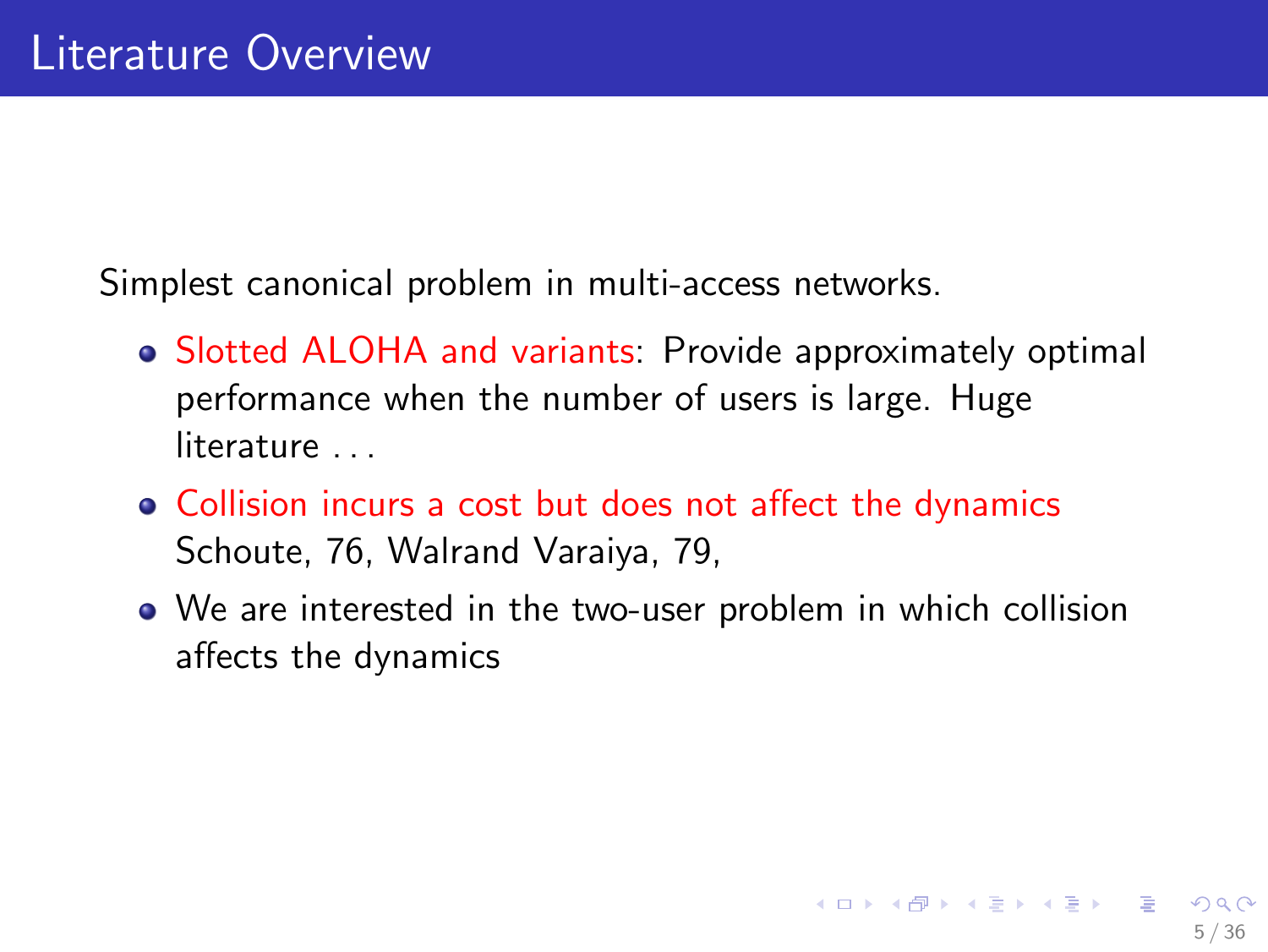# Literature Overview

Simplest canonical problem in multi-access networks.

- Slotted ALOHA and variants: Provide approximately optimal performance when the number of users is large. Huge literature . . .
- Collision incurs a cost but does not affect the dynamics Schoute, 76, Walrand Varaiya, 79,
- We are interested in the two-user problem in which collision affects the dynamics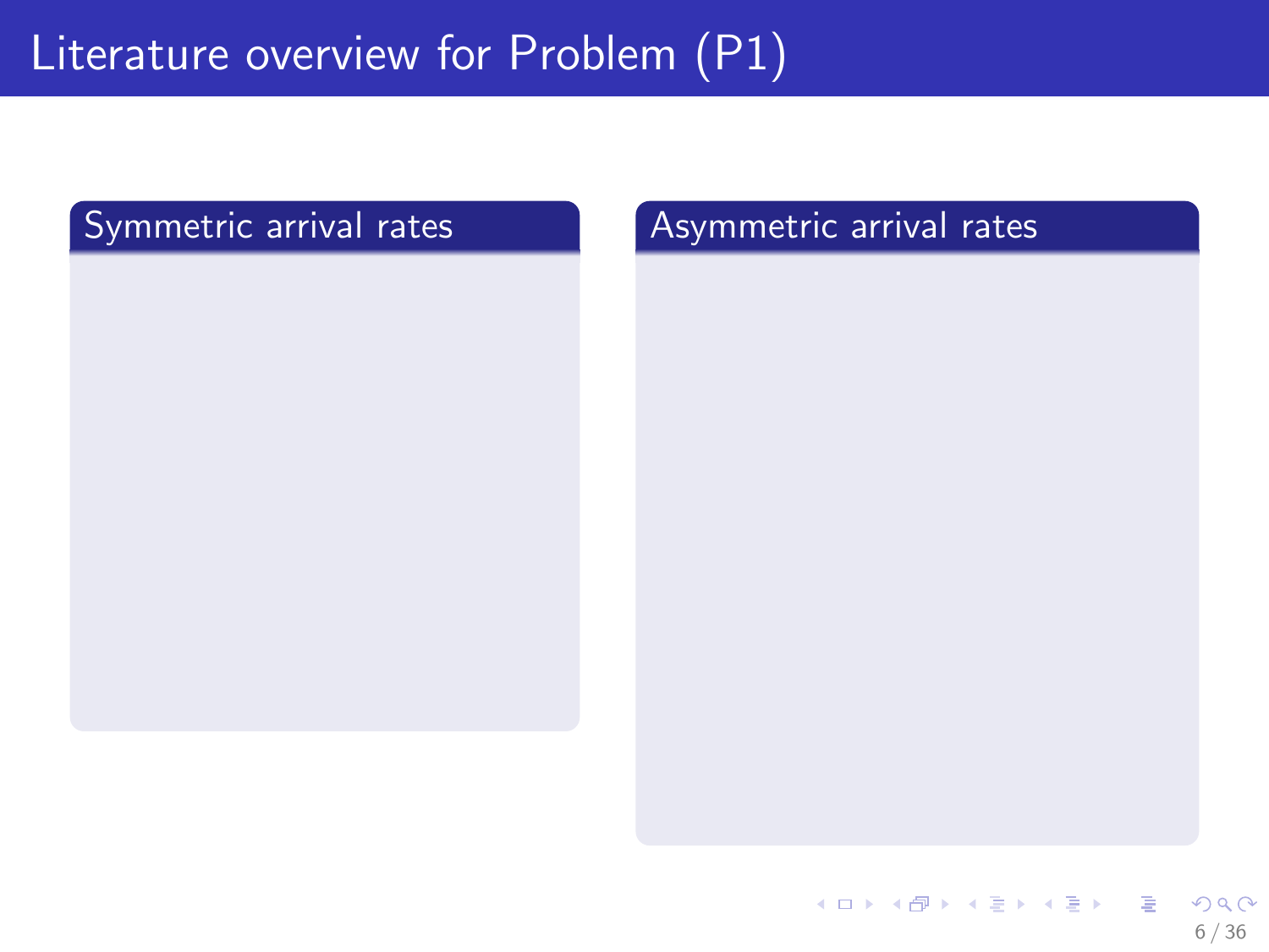# Literature overview for Problem (P1)

## Symmetric arrival rates

## Asymmetric arrival rates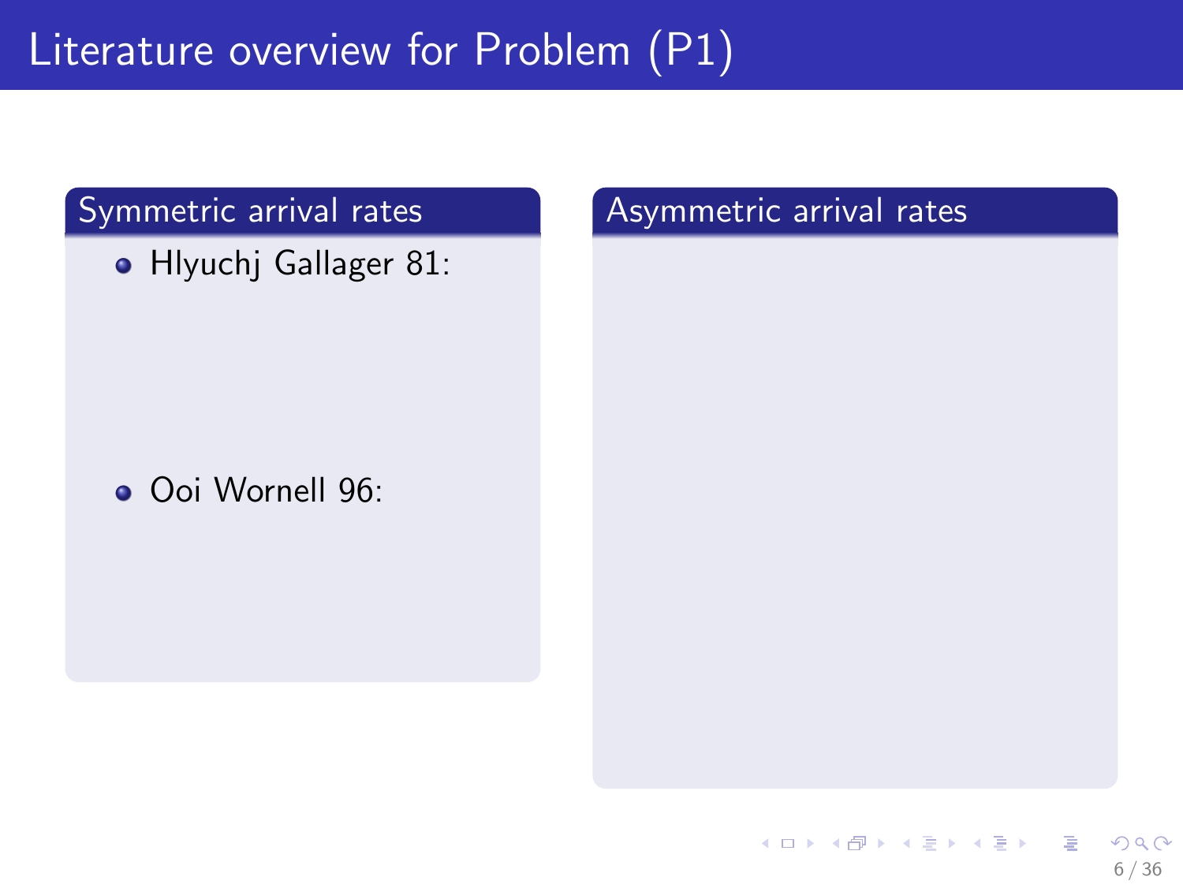# Literature overview for Problem (P1)

## Symmetric arrival rates

- Hlyuchj Gallager 81:

- Ooi Wornell 96:

## Asymmetric arrival rates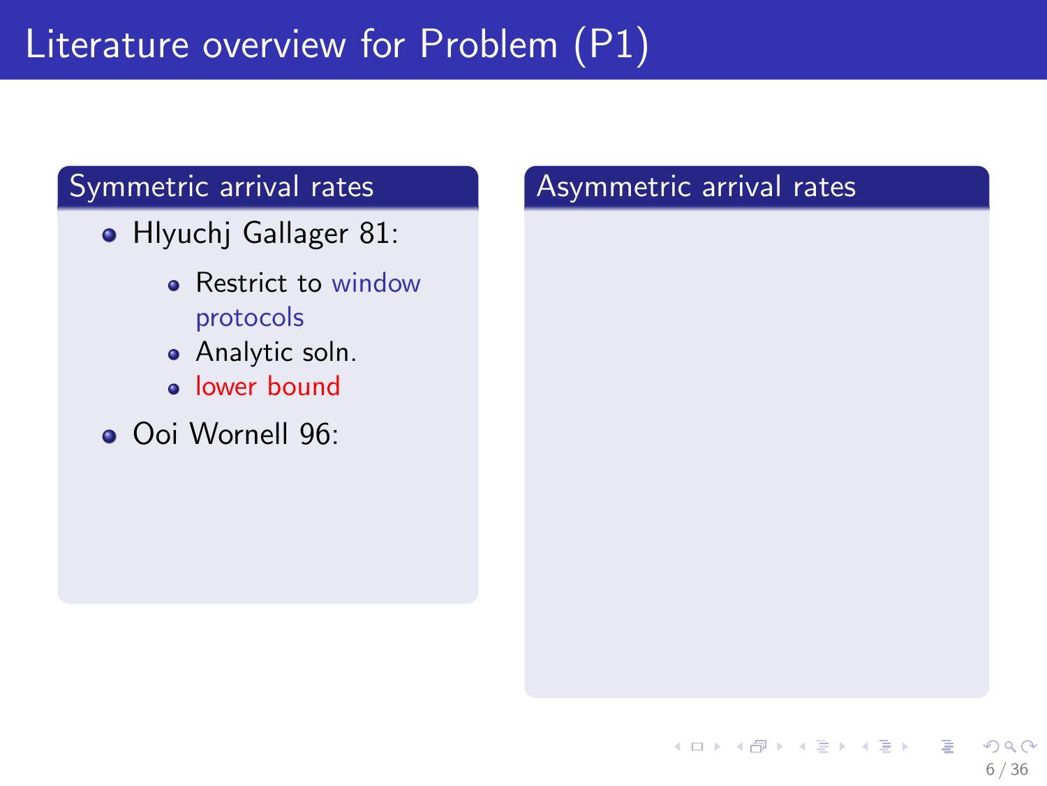# Literature overview for Problem (P1)

## Symmetric arrival rates

- Hlyuchj Gallager 81:
  - Restrict to window protocols
  - Analytic soln.
  - lower bound
- Ooi Wornell 96:

## Asymmetric arrival rates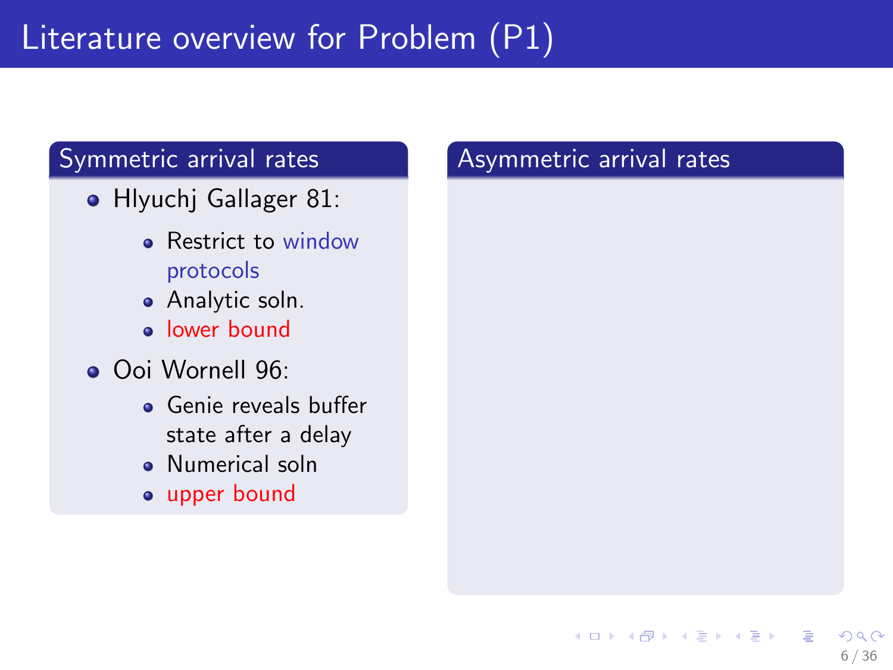# Literature overview for Problem (P1)

## Symmetric arrival rates

- Hlyuchj Gallager 81:
  - Restrict to window protocols
  - Analytic soln.
  - lower bound
- Ooi Wornell 96:
  - Genie reveals buffer state after a delay
  - Numerical soln
  - upper bound

## Asymmetric arrival rates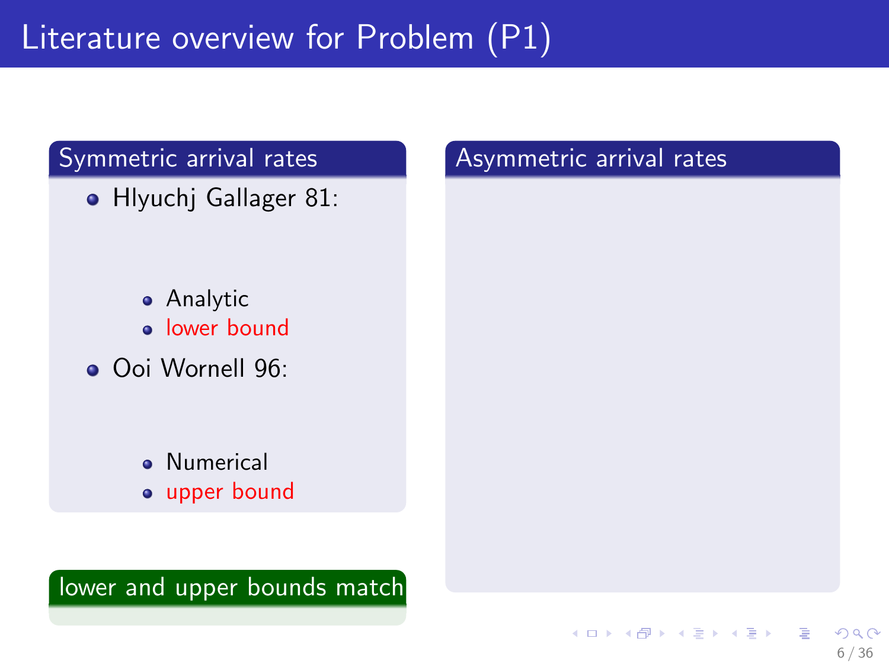# Literature overview for Problem (P1)

## Symmetric arrival rates

- Hlyuchj Gallager 81:
  - Analytic
  - lower bound
- Ooi Wornell 96:
  - Numerical
  - upper bound

**lower and upper bounds match**

## Asymmetric arrival rates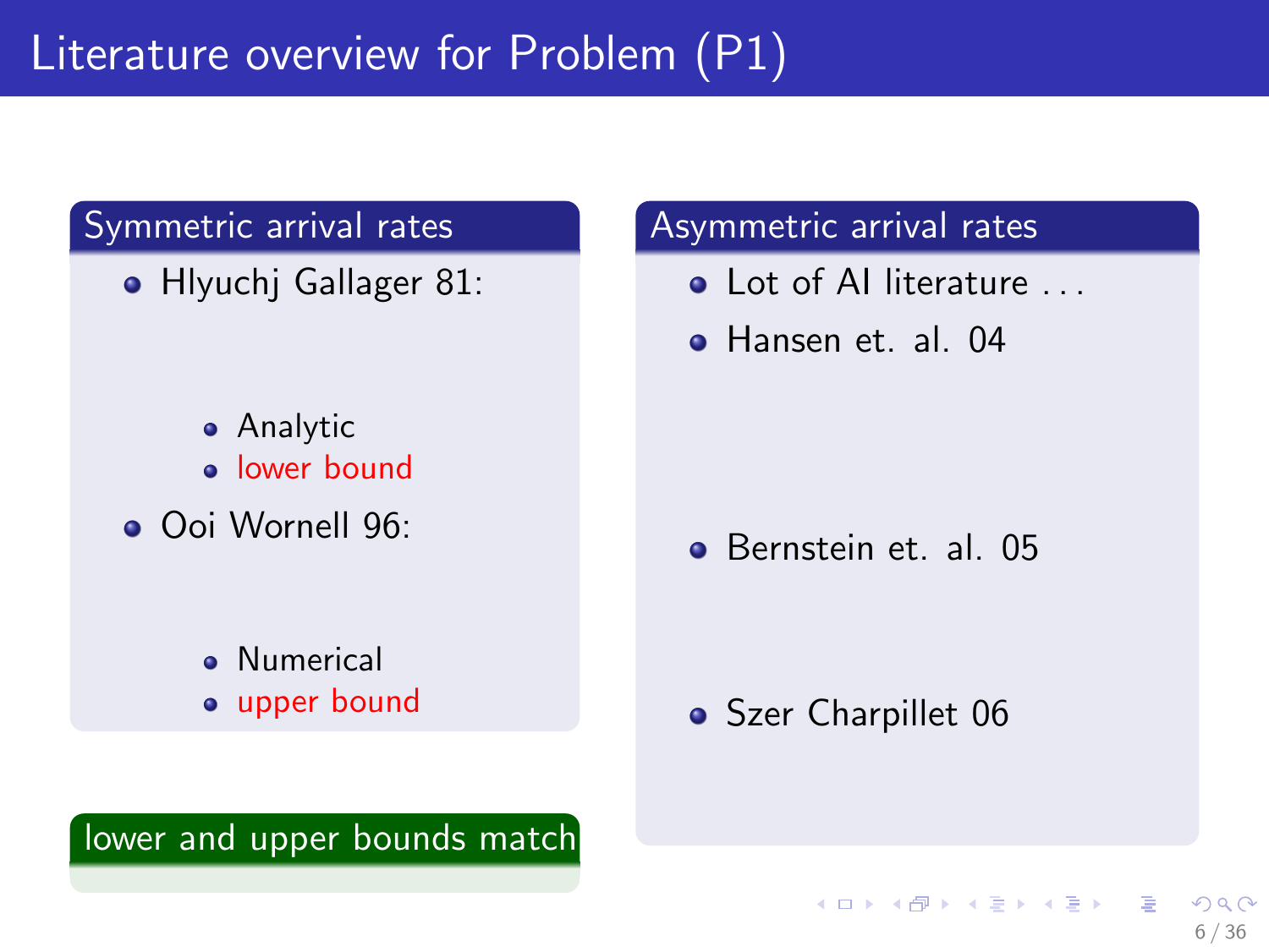# Literature overview for Problem (P1)

## Symmetric arrival rates

- Hlyuchj Gallager 81:
  - Analytic
  - lower bound
- Ooi Wornell 96:
  - Numerical
  - upper bound

**lower and upper bounds match**

## Asymmetric arrival rates

- Lot of AI literature . . .
- Hansen et. al. 04
- Bernstein et. al. 05
- Szer Charpillet 06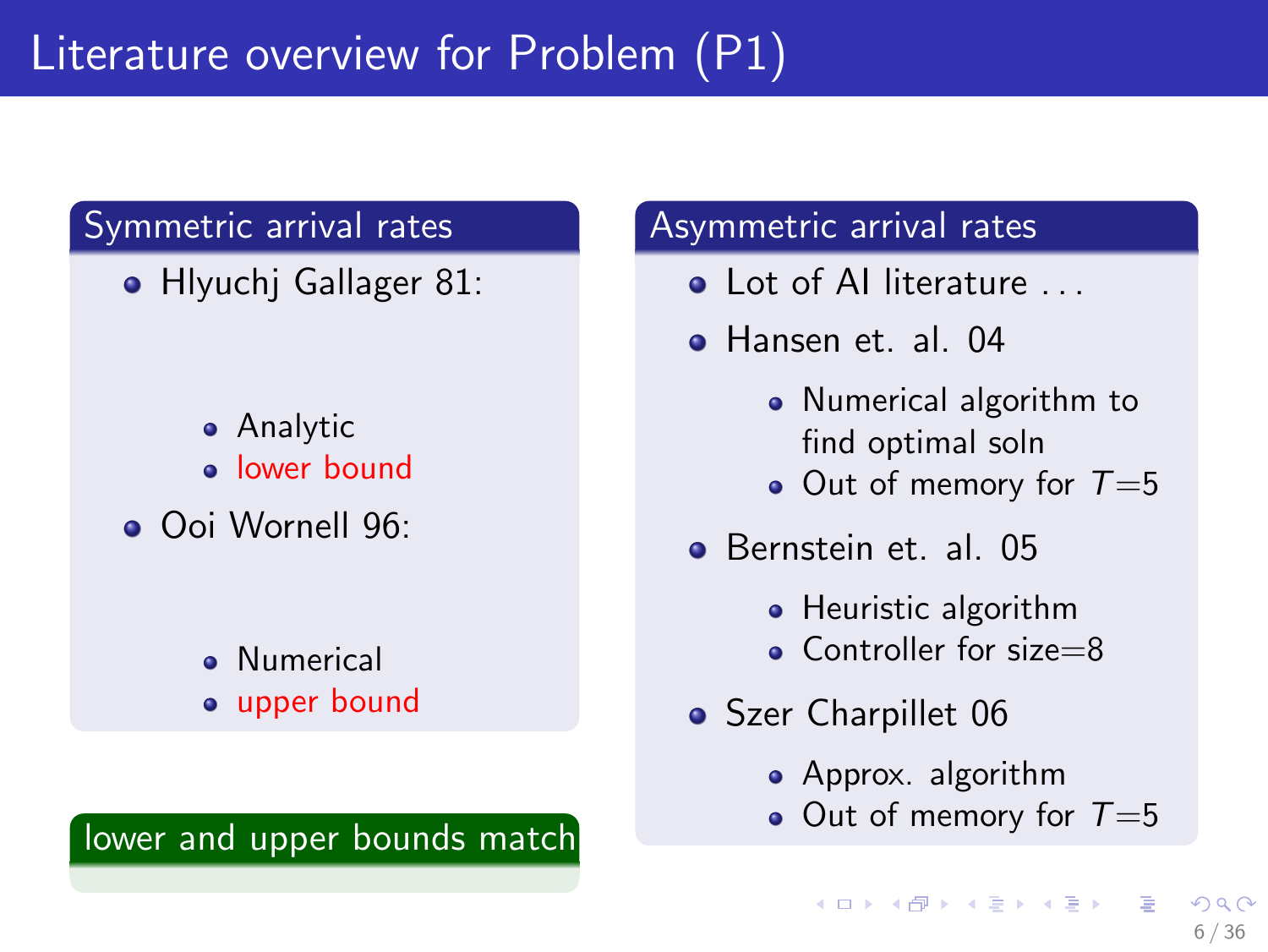# Literature overview for Problem (P1)

## Symmetric arrival rates

- Hlyuchj Gallager 81:
  - Analytic
  - lower bound
- Ooi Wornell 96:
  - Numerical
  - upper bound

**lower and upper bounds match**

## Asymmetric arrival rates

- Lot of AI literature . . .
- Hansen et. al. 04
  - Numerical algorithm to find optimal soln
  - Out of memory for $T$=5
- Bernstein et. al. 05
  - Heuristic algorithm
  - Controller for size=8
- Szer Charpillet 06
  - Approx. algorithm
  - Out of memory for $T$=5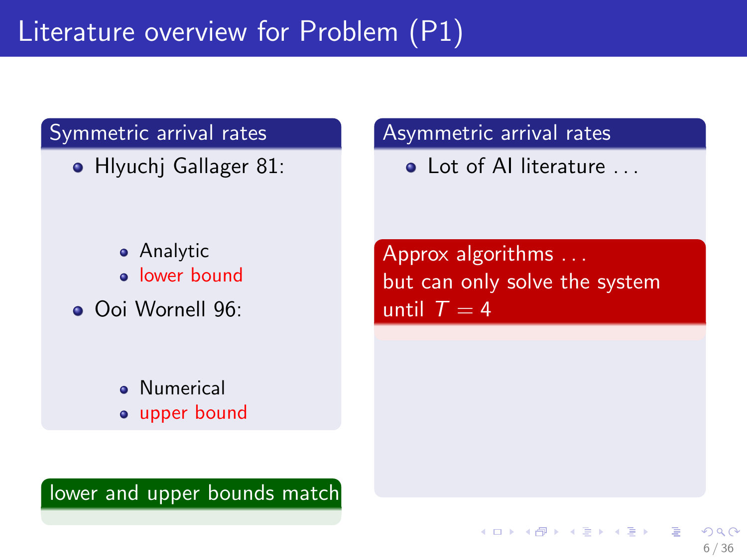# Literature overview for Problem (P1)

**Symmetric arrival rates**

- Hlyuchj Gallager 81:
  - Analytic
  - lower bound
- Ooi Wornell 96:
  - Numerical
  - upper bound

**lower and upper bounds match**

**Asymmetric arrival rates**

- Lot of AI literature . . .

**Approx algorithms . . .**
**but can only solve the system until $T = 4$**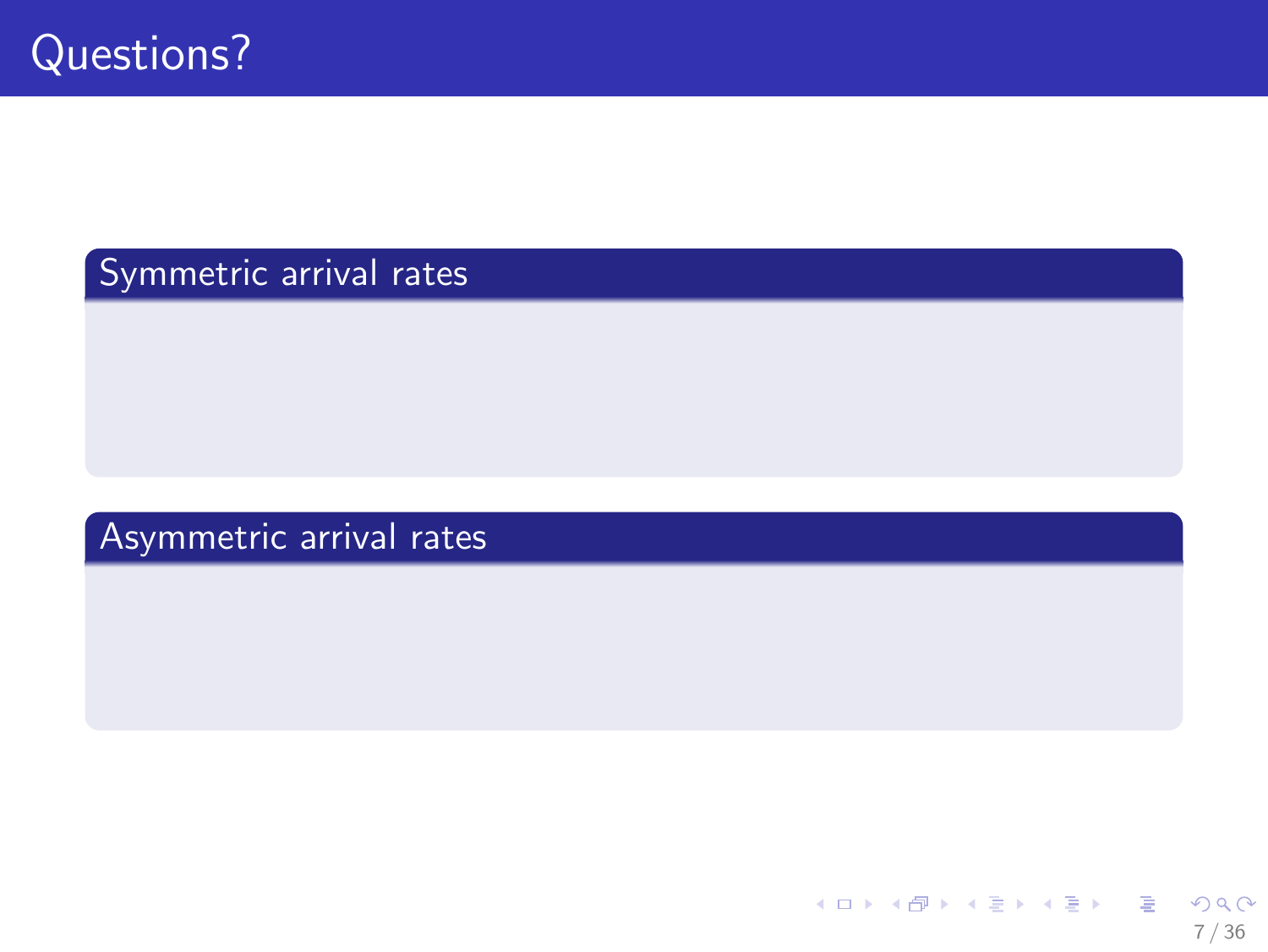# Questions?

## Symmetric arrival rates

## Asymmetric arrival rates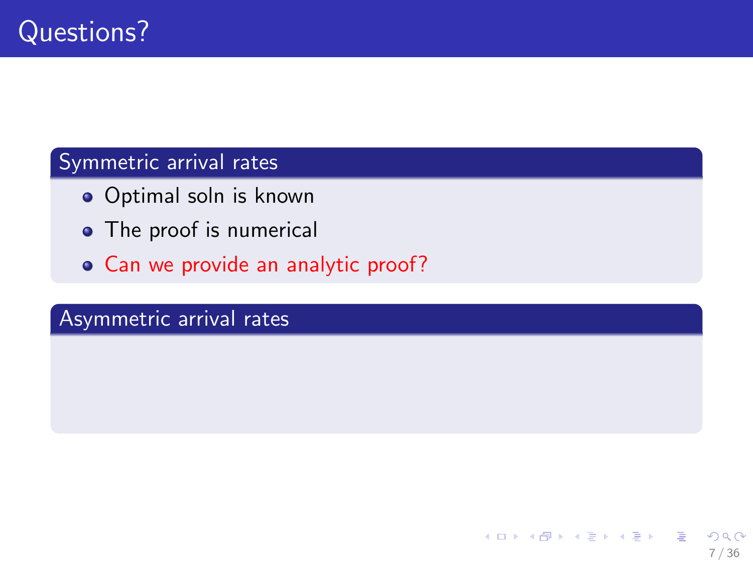# Questions?

## Symmetric arrival rates

- Optimal soln is known
- The proof is numerical
- Can we provide an analytic proof?

## Asymmetric arrival rates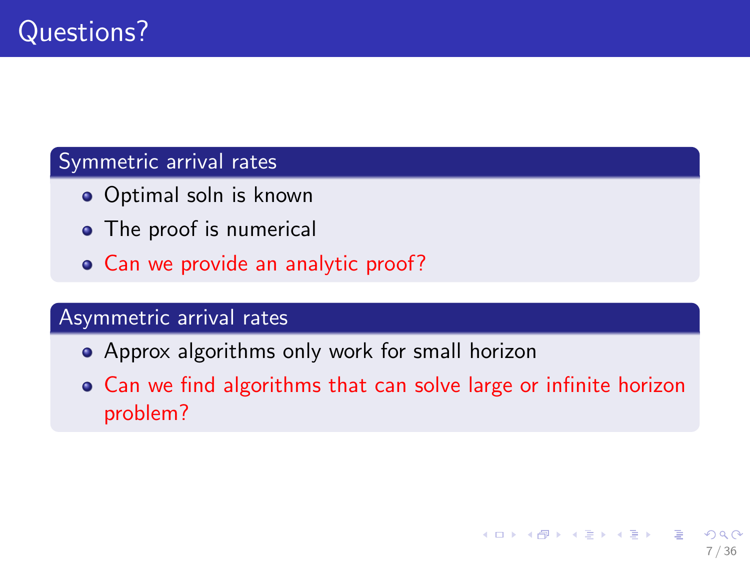# Questions?

## Symmetric arrival rates

- Optimal soln is known
- The proof is numerical
- Can we provide an analytic proof?

## Asymmetric arrival rates

- Approx algorithms only work for small horizon
- Can we find algorithms that can solve large or infinite horizon problem?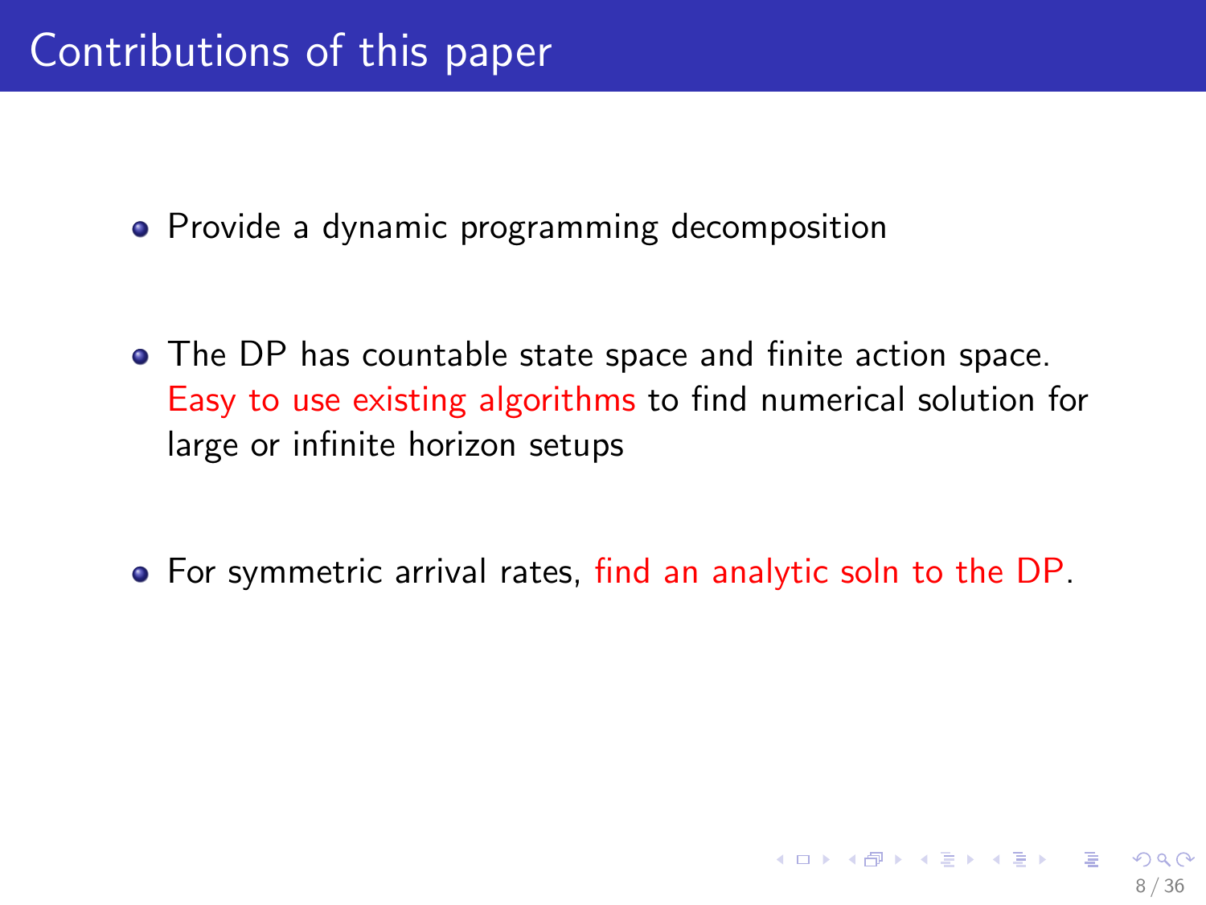# Contributions of this paper

- Provide a dynamic programming decomposition
- The DP has countable state space and finite action space. Easy to use existing algorithms to find numerical solution for large or infinite horizon setups
- For symmetric arrival rates, find an analytic soln to the DP.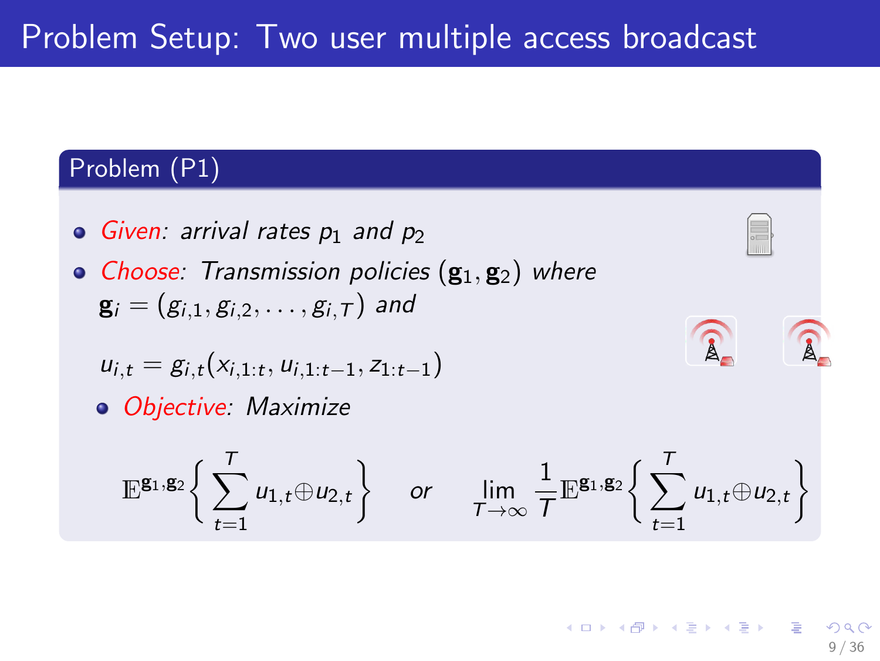# Problem Setup: Two user multiple access broadcast

## Problem (P1)

- *Given: arrival rates $p_1$ and $p_2$*
- *Choose: Transmission policies $(\mathbf{g}_1, \mathbf{g}_2)$ where $\mathbf{g}_i = (g_{i,1}, g_{i,2}, \dots, g_{i,T})$ and*

  $$u_{i,t} = g_{i,t}(x_{i,1:t}, u_{i,1:t-1}, z_{1:t-1})$$

  - *Objective: Maximize*

$$\mathbb{E}^{\mathbf{g}_1,\mathbf{g}_2}\left\{ \sum_{t=1}^{T} u_{1,t} \oplus u_{2,t} \right\} \quad \text{or} \quad \lim_{T\to\infty} \frac{1}{T} \mathbb{E}^{\mathbf{g}_1,\mathbf{g}_2}\left\{ \sum_{t=1}^{T} u_{1,t} \oplus u_{2,t} \right\}$$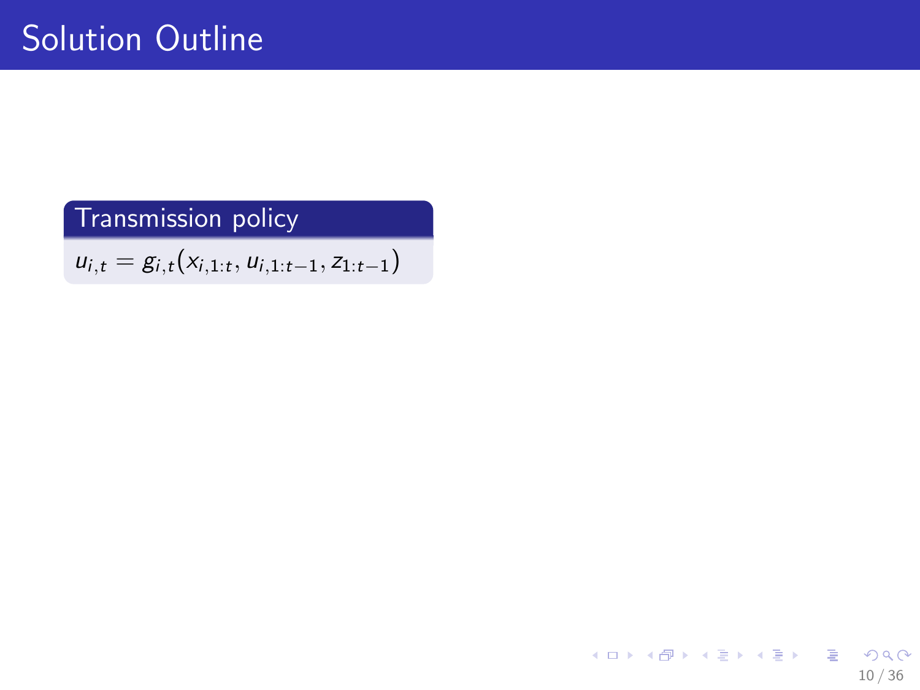# Solution Outline

**Transmission policy**

$$u_{i,t} = g_{i,t}(x_{i,1:t}, u_{i,1:t-1}, z_{1:t-1})$$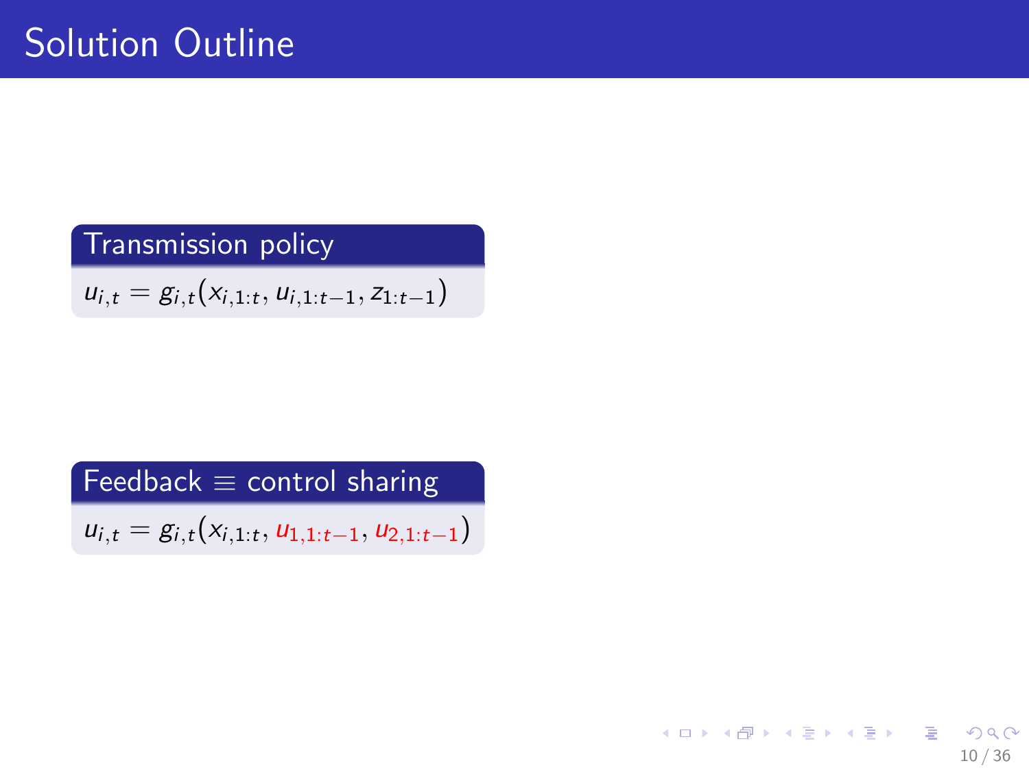# Solution Outline

**Transmission policy**

$$u_{i,t} = g_{i,t}(x_{i,1:t}, u_{i,1:t-1}, z_{1:t-1})$$

**Feedback $\equiv$ control sharing**

$$u_{i,t} = g_{i,t}(x_{i,1:t}, u_{1,1:t-1}, u_{2,1:t-1})$$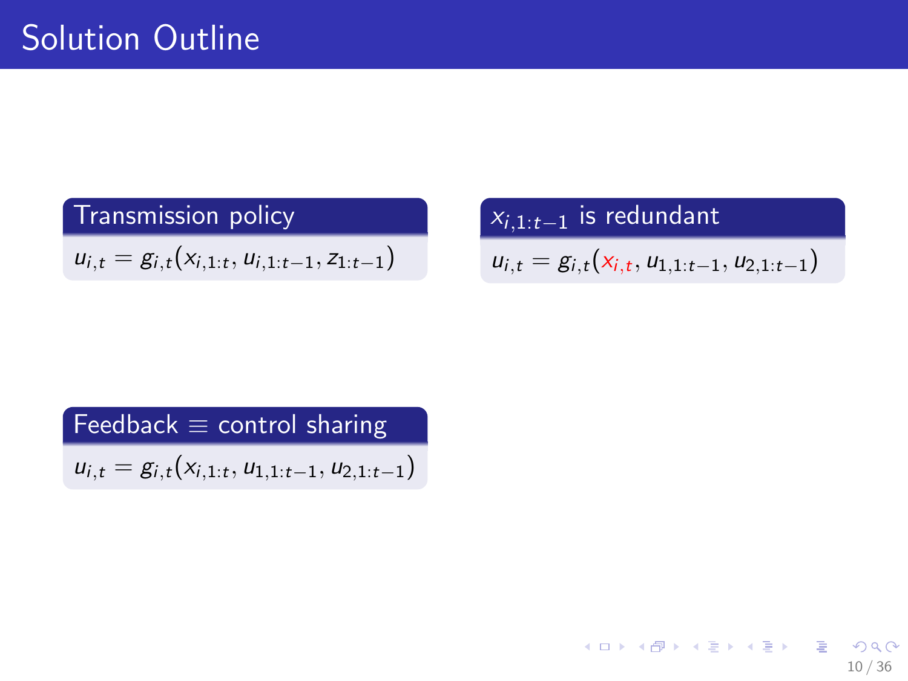# Solution Outline

**Transmission policy**

$$u_{i,t} = g_{i,t}(x_{i,1:t}, u_{i,1:t-1}, z_{1:t-1})$$

**$x_{i,1:t-1}$ is redundant**

$$u_{i,t} = g_{i,t}(x_{i,t}, u_{1,1:t-1}, u_{2,1:t-1})$$

**Feedback $\equiv$ control sharing**

$$u_{i,t} = g_{i,t}(x_{i,1:t}, u_{1,1:t-1}, u_{2,1:t-1})$$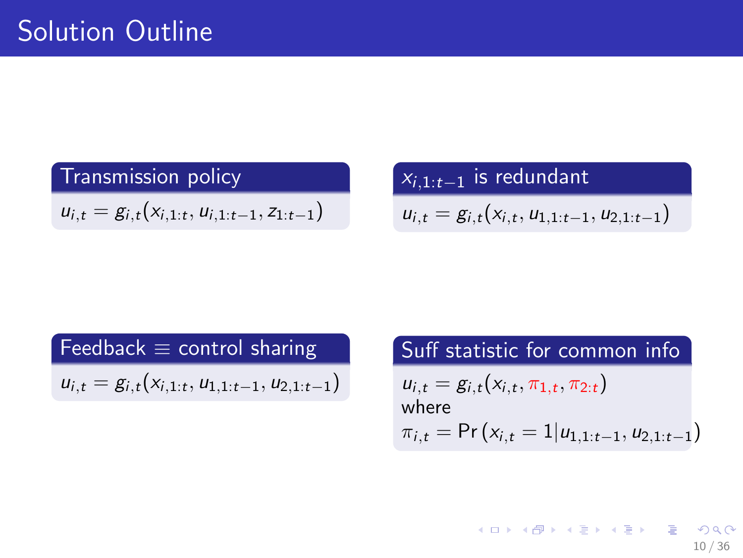# Solution Outline

**Transmission policy**

$$u_{i,t} = g_{i,t}(x_{i,1:t}, u_{i,1:t-1}, z_{1:t-1})$$

**$x_{i,1:t-1}$ is redundant**

$$u_{i,t} = g_{i,t}(x_{i,t}, u_{1,1:t-1}, u_{2,1:t-1})$$

**Feedback $\equiv$ control sharing**

$$u_{i,t} = g_{i,t}(x_{i,1:t}, u_{1,1:t-1}, u_{2,1:t-1})$$

**Suff statistic for common info**

$$u_{i,t} = g_{i,t}(x_{i,t}, \pi_{1,t}, \pi_{2:t})$$

where

$$\pi_{i,t} = \Pr\left(x_{i,t} = 1 | u_{1,1:t-1}, u_{2,1:t-1}\right)$$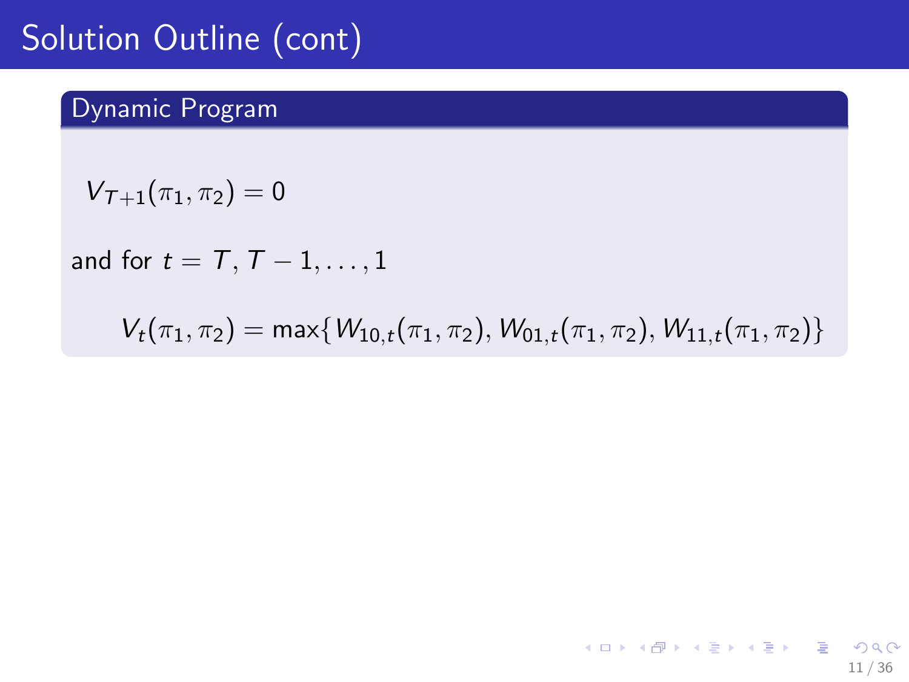# Solution Outline (cont)

### Dynamic Program

$$V_{T+1}(\pi_1, \pi_2) = 0$$

and for $t = T, T-1, \ldots, 1$

$$V_t(\pi_1, \pi_2) = \max\{W_{10,t}(\pi_1, \pi_2), W_{01,t}(\pi_1, \pi_2), W_{11,t}(\pi_1, \pi_2)\}$$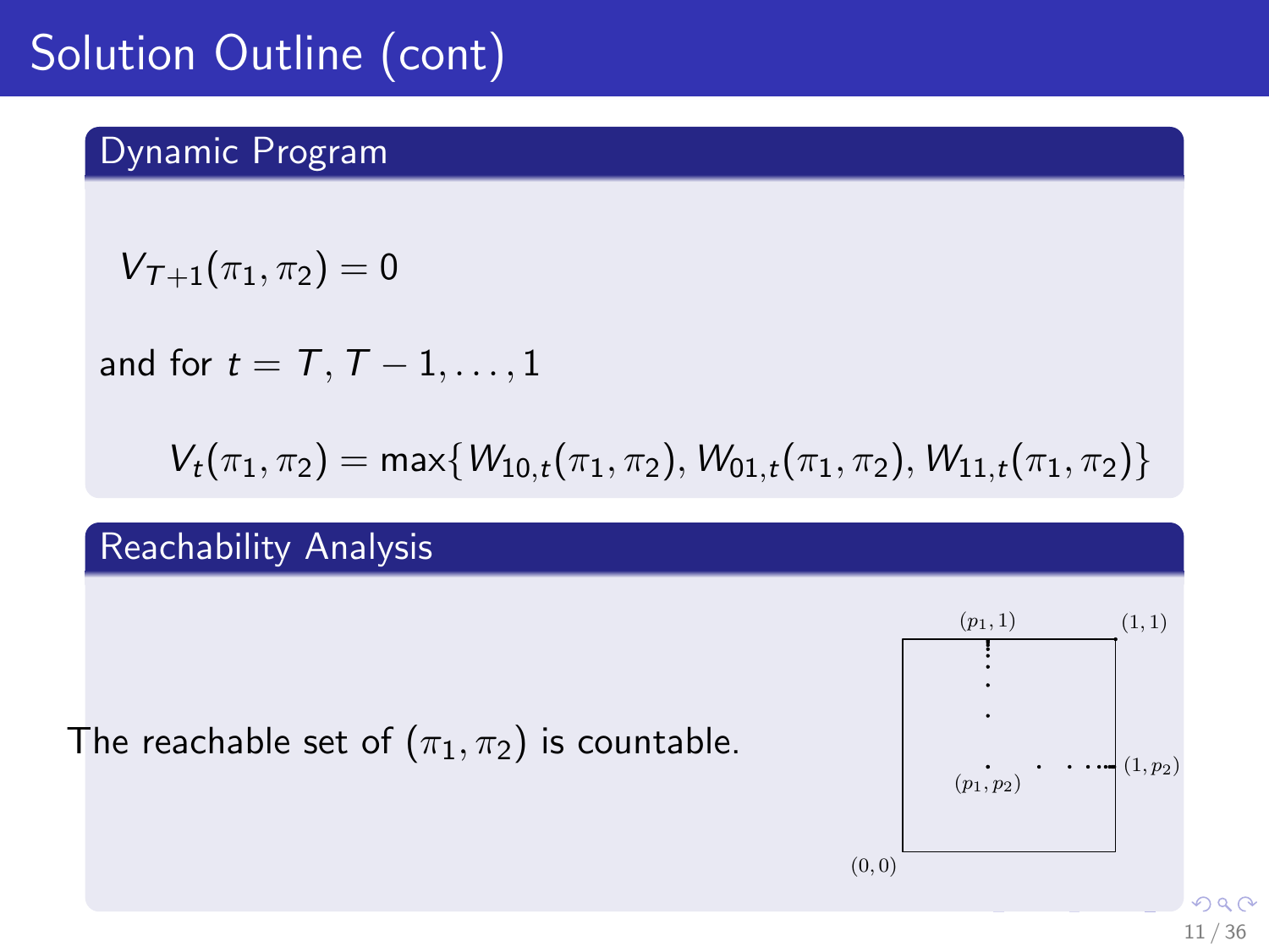# Solution Outline (cont)

## Dynamic Program

$$V_{T+1}(\pi_1, \pi_2) = 0$$

and for $t = T, T-1, \ldots, 1$

$$V_t(\pi_1, \pi_2) = \max\{W_{10,t}(\pi_1, \pi_2), W_{01,t}(\pi_1, \pi_2), W_{11,t}(\pi_1, \pi_2)\}$$

## Reachability Analysis

The reachable set of $(\pi_1, \pi_2)$ is countable.

$(p_1, 1)$ $(1, 1)$ $(p_1, p_2)$ $(1, p_2)$ $(0, 0)$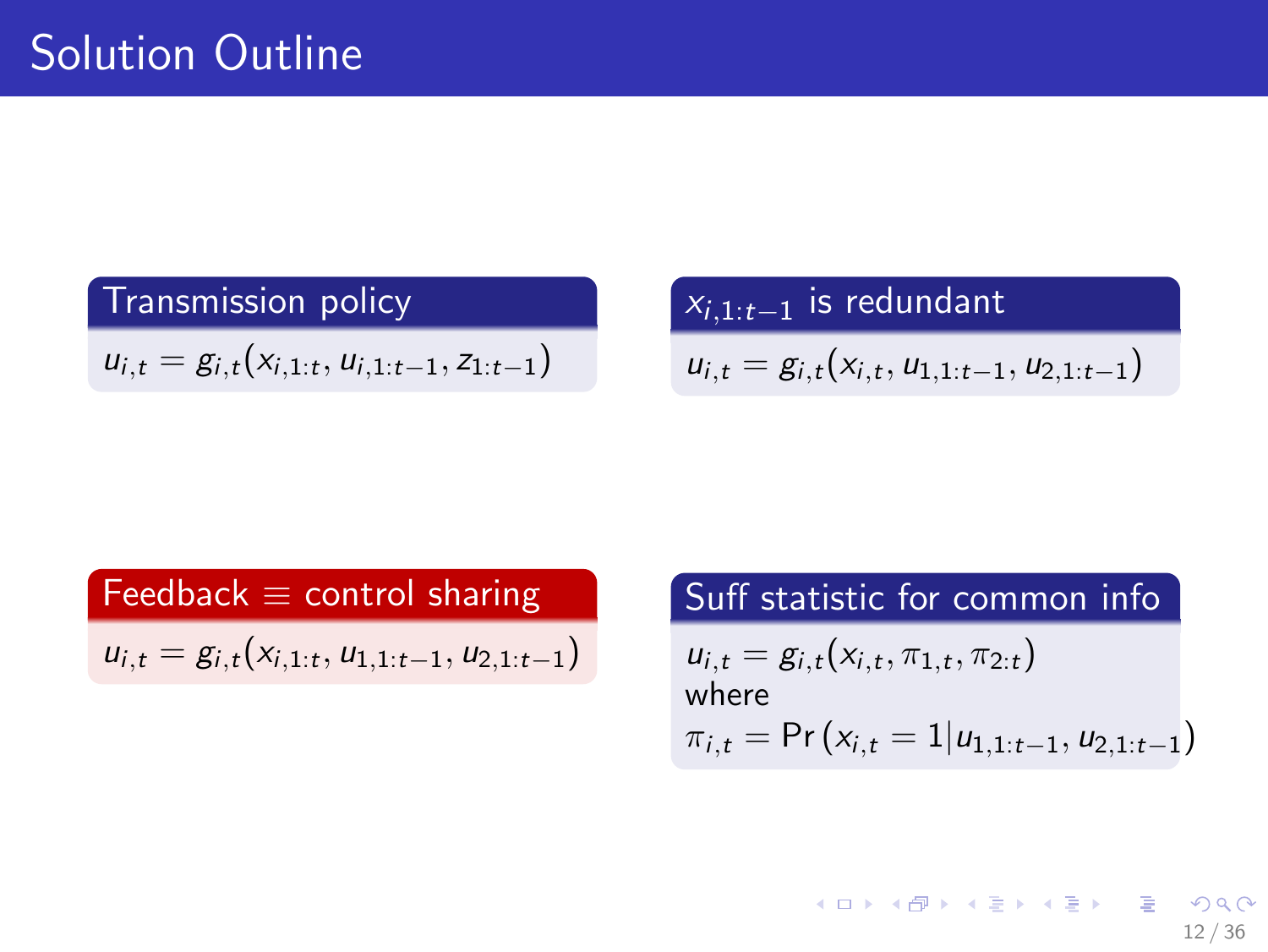# Solution Outline

### Transmission policy

$$u_{i,t} = g_{i,t}(x_{i,1:t}, u_{i,1:t-1}, z_{1:t-1})$$

### $x_{i,1:t-1}$ is redundant

$$u_{i,t} = g_{i,t}(x_{i,t}, u_{1,1:t-1}, u_{2,1:t-1})$$

### Feedback $\equiv$ control sharing

$$u_{i,t} = g_{i,t}(x_{i,1:t}, u_{1,1:t-1}, u_{2,1:t-1})$$

### Suff statistic for common info

$$u_{i,t} = g_{i,t}(x_{i,t}, \pi_{1,t}, \pi_{2:t})$$

where

$$\pi_{i,t} = \Pr\left(x_{i,t} = 1 | u_{1,1:t-1}, u_{2,1:t-1}\right)$$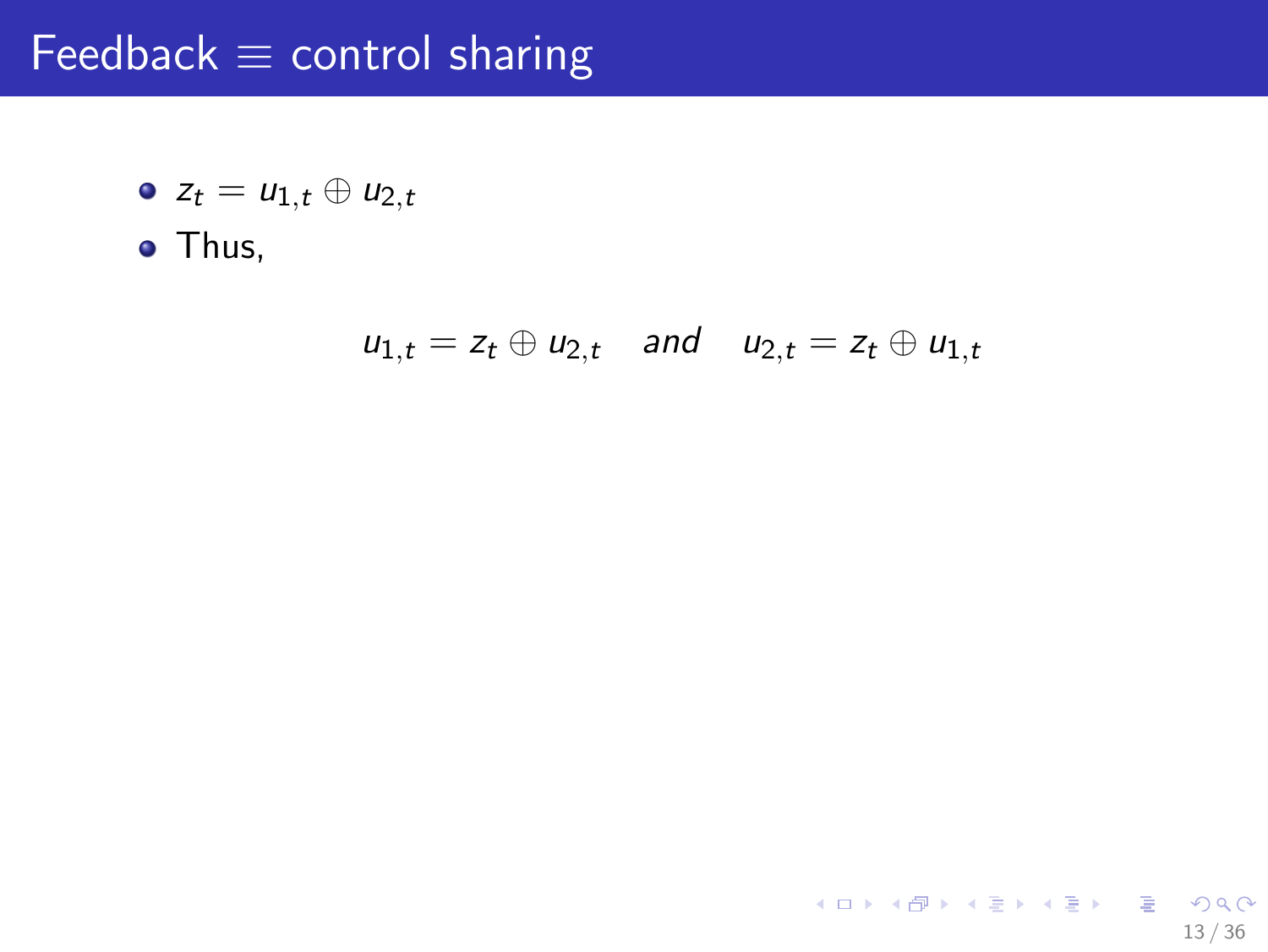# Feedback $\equiv$ control sharing

- $z_t = u_{1,t} \oplus u_{2,t}$
- Thus,

$$u_{1,t} = z_t \oplus u_{2,t} \quad \textit{and} \quad u_{2,t} = z_t \oplus u_{1,t}$$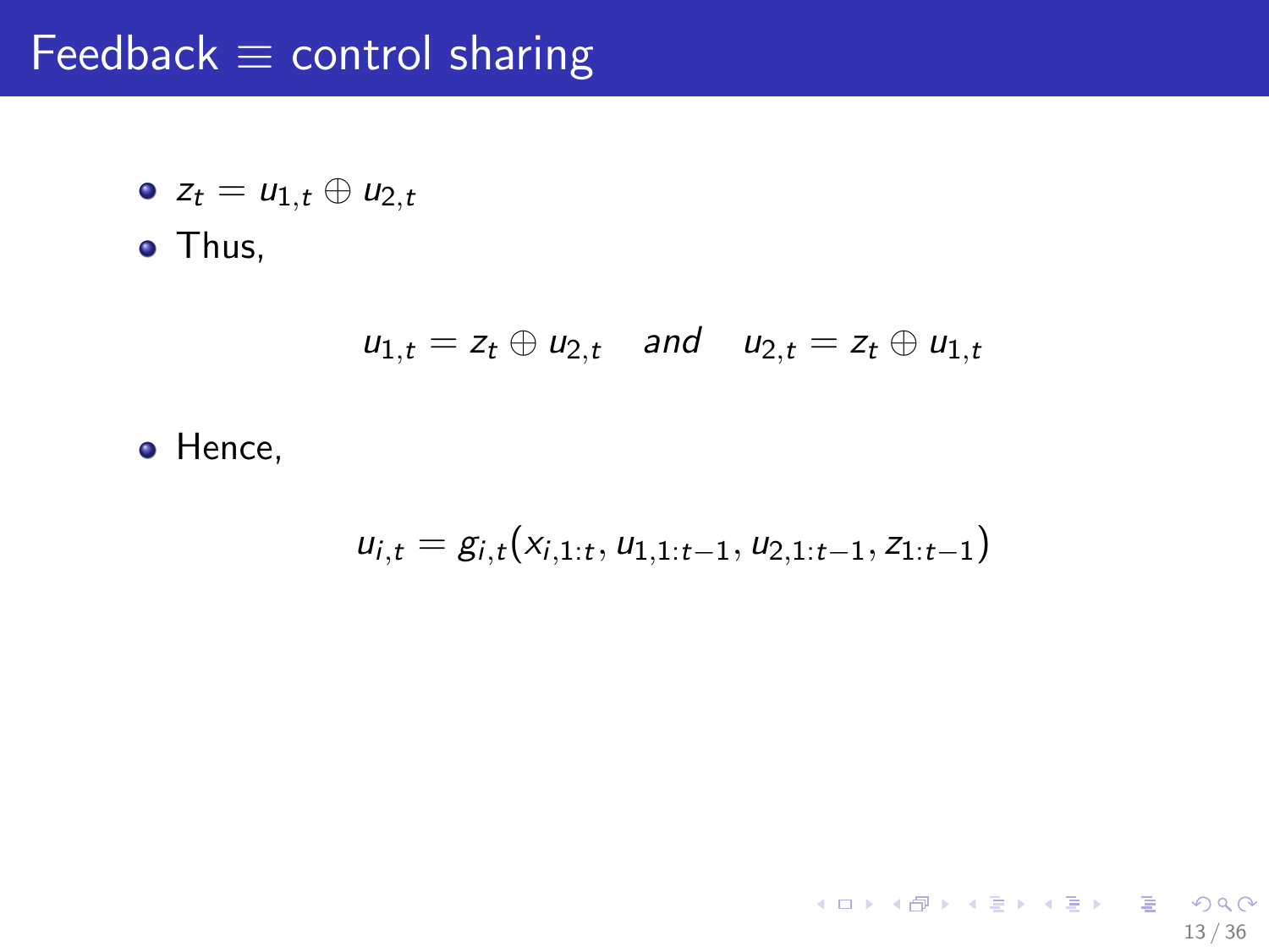# Feedback $\equiv$ control sharing

- $z_t = u_{1,t} \oplus u_{2,t}$
- Thus,

$$u_{1,t} = z_t \oplus u_{2,t} \quad \textit{and} \quad u_{2,t} = z_t \oplus u_{1,t}$$

- Hence,

$$u_{i,t} = g_{i,t}(x_{i,1:t}, u_{1,1:t-1}, u_{2,1:t-1}, z_{1:t-1})$$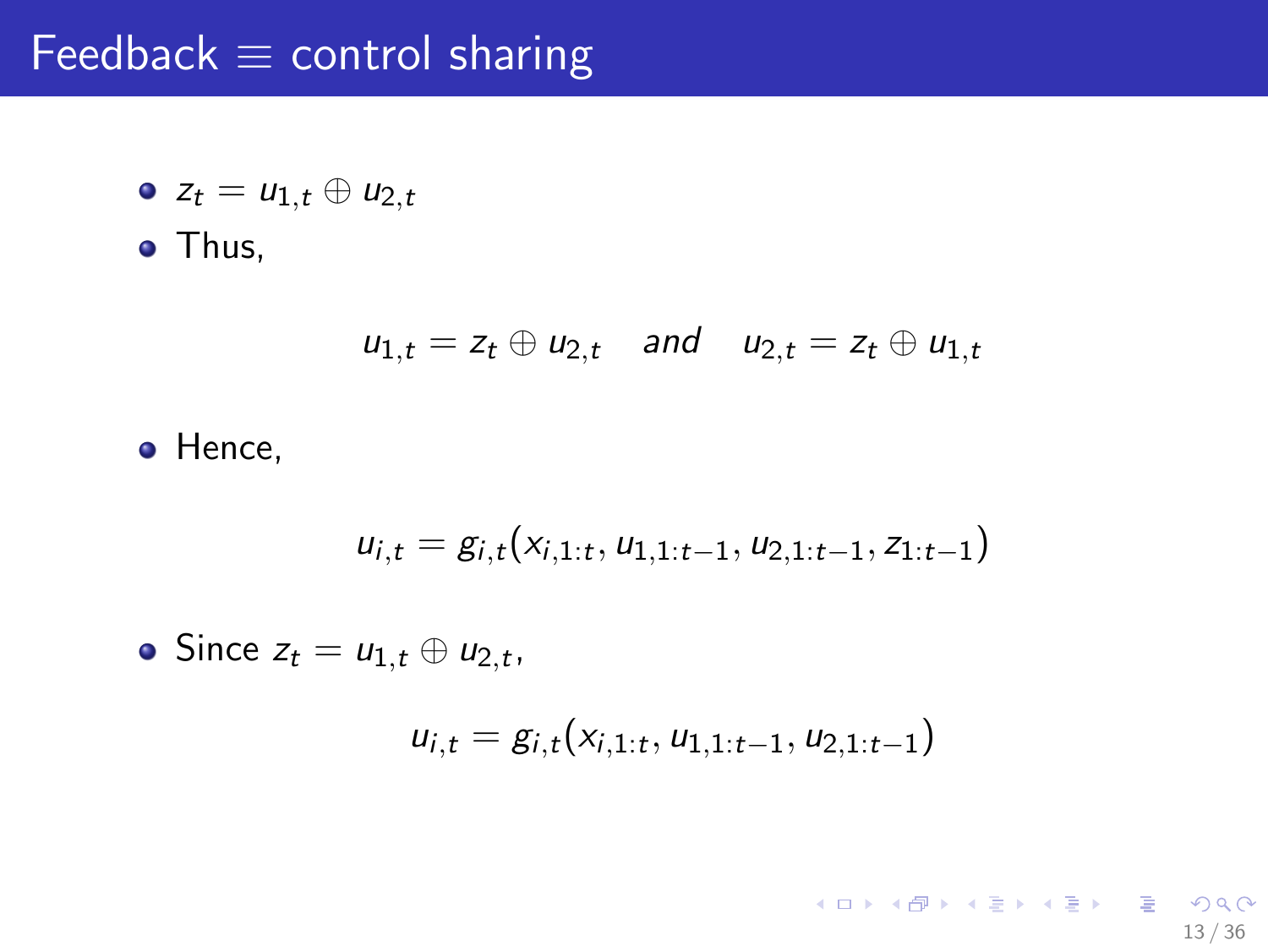# Feedback $\equiv$ control sharing

- $z_t = u_{1,t} \oplus u_{2,t}$
- Thus,

$$u_{1,t} = z_t \oplus u_{2,t} \quad \textit{and} \quad u_{2,t} = z_t \oplus u_{1,t}$$

- Hence,

$$u_{i,t} = g_{i,t}(x_{i,1:t}, u_{1,1:t-1}, u_{2,1:t-1}, z_{1:t-1})$$

- Since $z_t = u_{1,t} \oplus u_{2,t}$,

$$u_{i,t} = g_{i,t}(x_{i,1:t}, u_{1,1:t-1}, u_{2,1:t-1})$$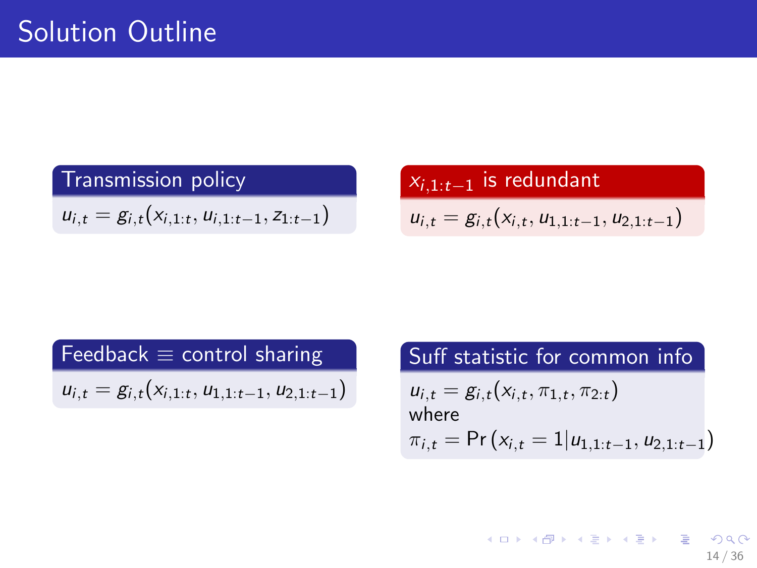# Solution Outline

**Transmission policy**

$$u_{i,t} = g_{i,t}(x_{i,1:t}, u_{i,1:t-1}, z_{1:t-1})$$

**$x_{i,1:t-1}$ is redundant**

$$u_{i,t} = g_{i,t}(x_{i,t}, u_{1,1:t-1}, u_{2,1:t-1})$$

**Feedback $\equiv$ control sharing**

$$u_{i,t} = g_{i,t}(x_{i,1:t}, u_{1,1:t-1}, u_{2,1:t-1})$$

**Suff statistic for common info**

$$u_{i,t} = g_{i,t}(x_{i,t}, \pi_{1,t}, \pi_{2:t})$$

where

$$\pi_{i,t} = \Pr\left(x_{i,t} = 1 | u_{1,1:t-1}, u_{2,1:t-1}\right)$$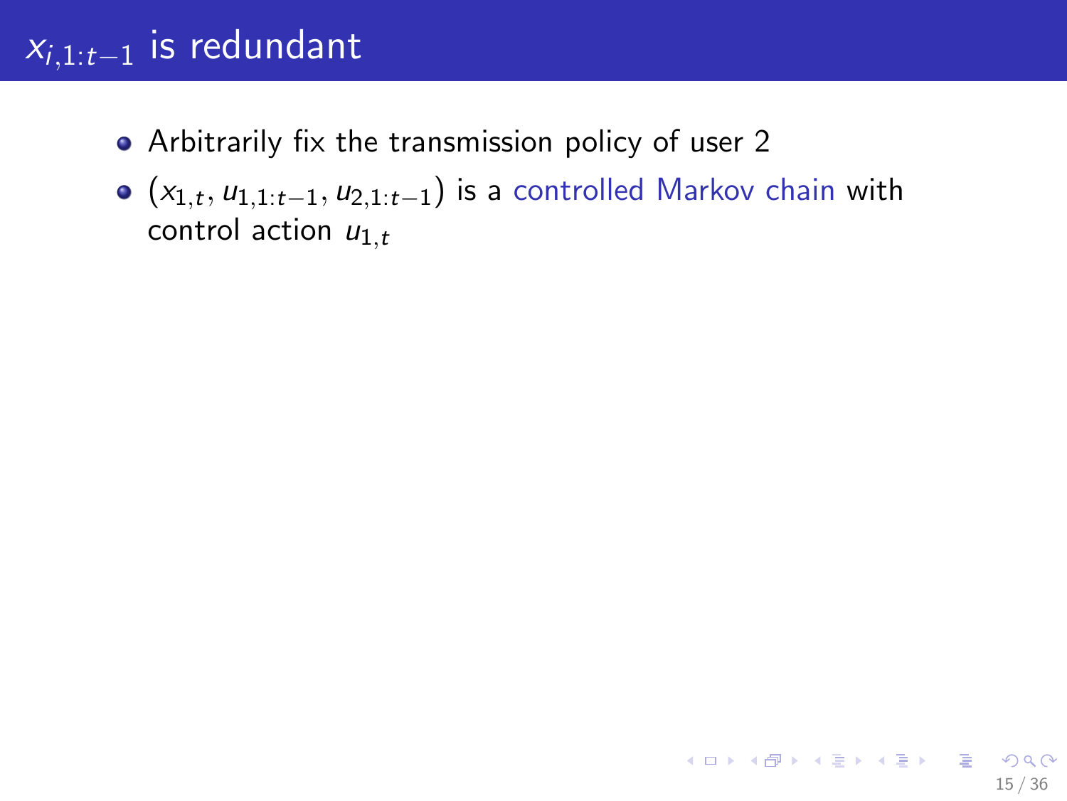# $x_{i,1:t-1}$ is redundant

- Arbitrarily fix the transmission policy of user 2
- $(x_{1,t}, u_{1,1:t-1}, u_{2,1:t-1})$ is a controlled Markov chain with control action $u_{1,t}$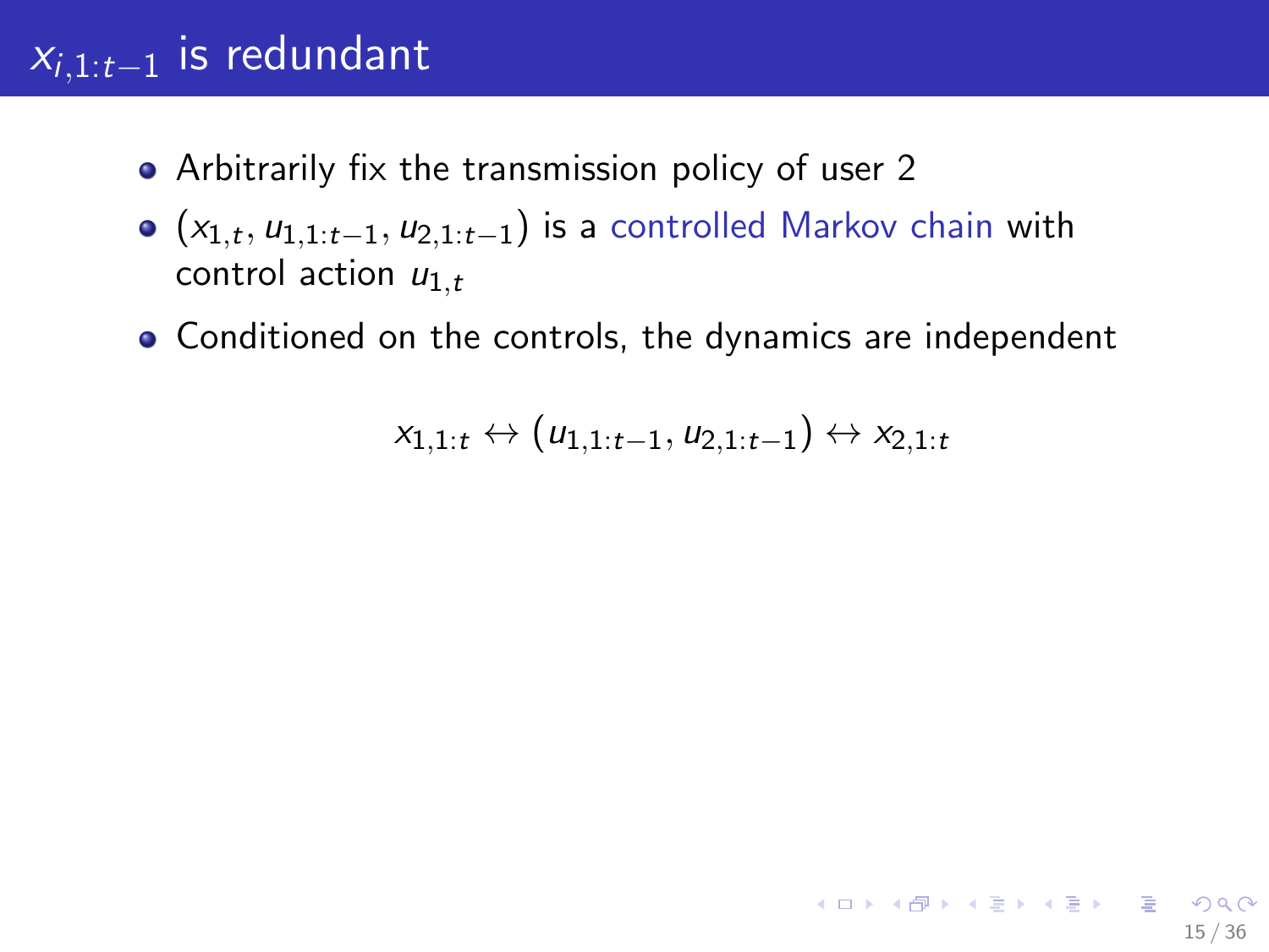# $x_{i,1:t-1}$ is redundant

- Arbitrarily fix the transmission policy of user 2
- $(x_{1,t}, u_{1,1:t-1}, u_{2,1:t-1})$ is a controlled Markov chain with control action $u_{1,t}$
- Conditioned on the controls, the dynamics are independent

$$x_{1,1:t} \leftrightarrow (u_{1,1:t-1}, u_{2,1:t-1}) \leftrightarrow x_{2,1:t}$$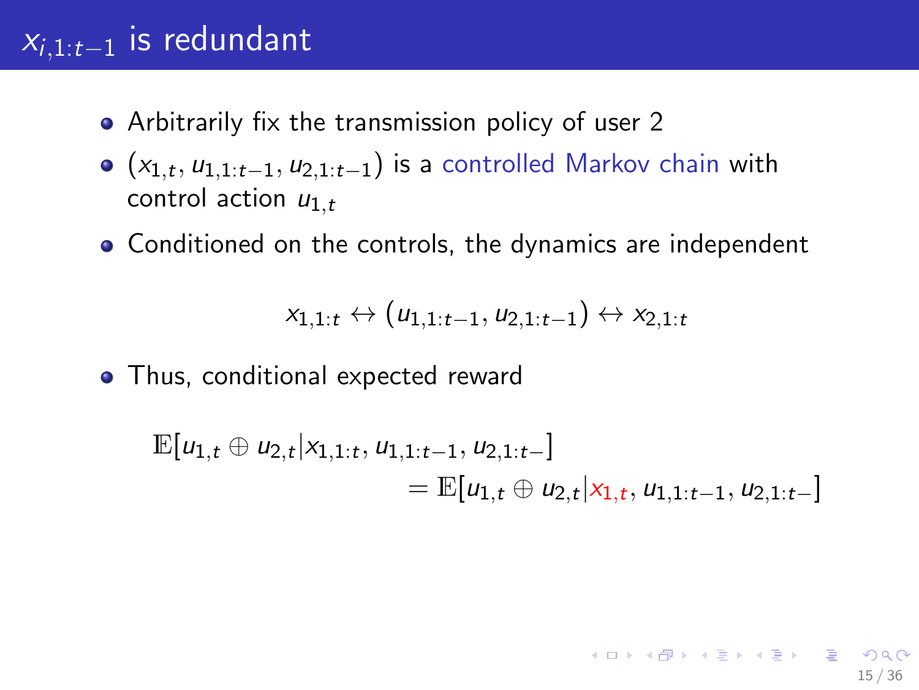# $x_{i,1:t-1}$ is redundant

- Arbitrarily fix the transmission policy of user 2
- $(x_{1,t}, u_{1,1:t-1}, u_{2,1:t-1})$ is a controlled Markov chain with control action $u_{1,t}$
- Conditioned on the controls, the dynamics are independent

$$x_{1,1:t} \leftrightarrow (u_{1,1:t-1}, u_{2,1:t-1}) \leftrightarrow x_{2,1:t}$$

- Thus, conditional expected reward

$$\mathbb{E}[u_{1,t} \oplus u_{2,t} | x_{1,1:t}, u_{1,1:t-1}, u_{2,1:t-}] = \mathbb{E}[u_{1,t} \oplus u_{2,t} | x_{1,t}, u_{1,1:t-1}, u_{2,1:t-}]$$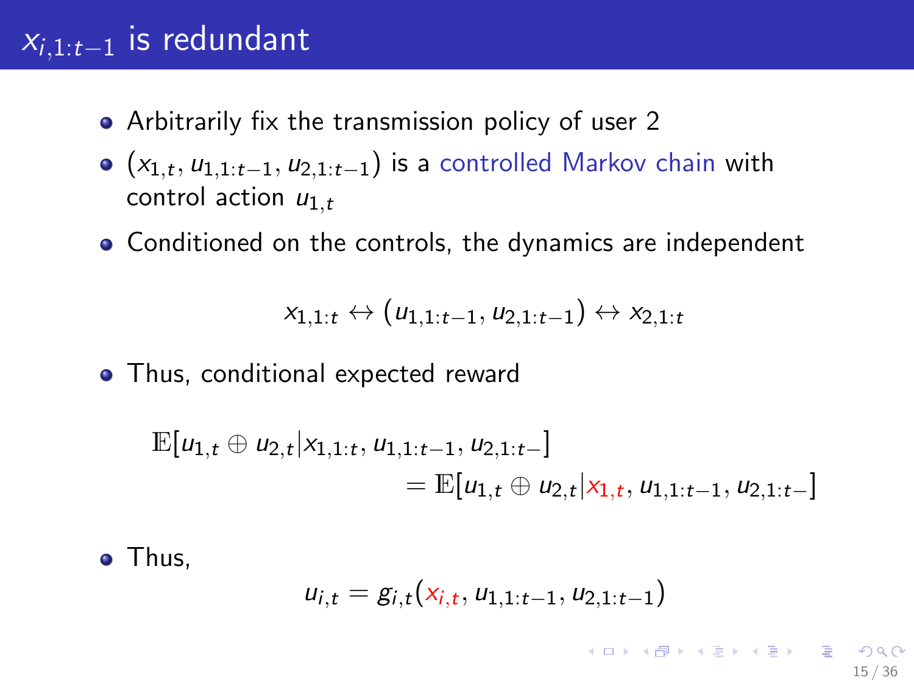# $x_{i,1:t-1}$ is redundant

- Arbitrarily fix the transmission policy of user 2
- $(x_{1,t}, u_{1,1:t-1}, u_{2,1:t-1})$ is a controlled Markov chain with control action $u_{1,t}$
- Conditioned on the controls, the dynamics are independent

$$x_{1,1:t} \leftrightarrow (u_{1,1:t-1}, u_{2,1:t-1}) \leftrightarrow x_{2,1:t}$$

- Thus, conditional expected reward

$$\mathbb{E}[u_{1,t} \oplus u_{2,t} | x_{1,1:t}, u_{1,1:t-1}, u_{2,1:t-}] = \mathbb{E}[u_{1,t} \oplus u_{2,t} | x_{1,t}, u_{1,1:t-1}, u_{2,1:t-}]$$

- Thus,

$$u_{i,t} = g_{i,t}(x_{i,t}, u_{1,1:t-1}, u_{2,1:t-1})$$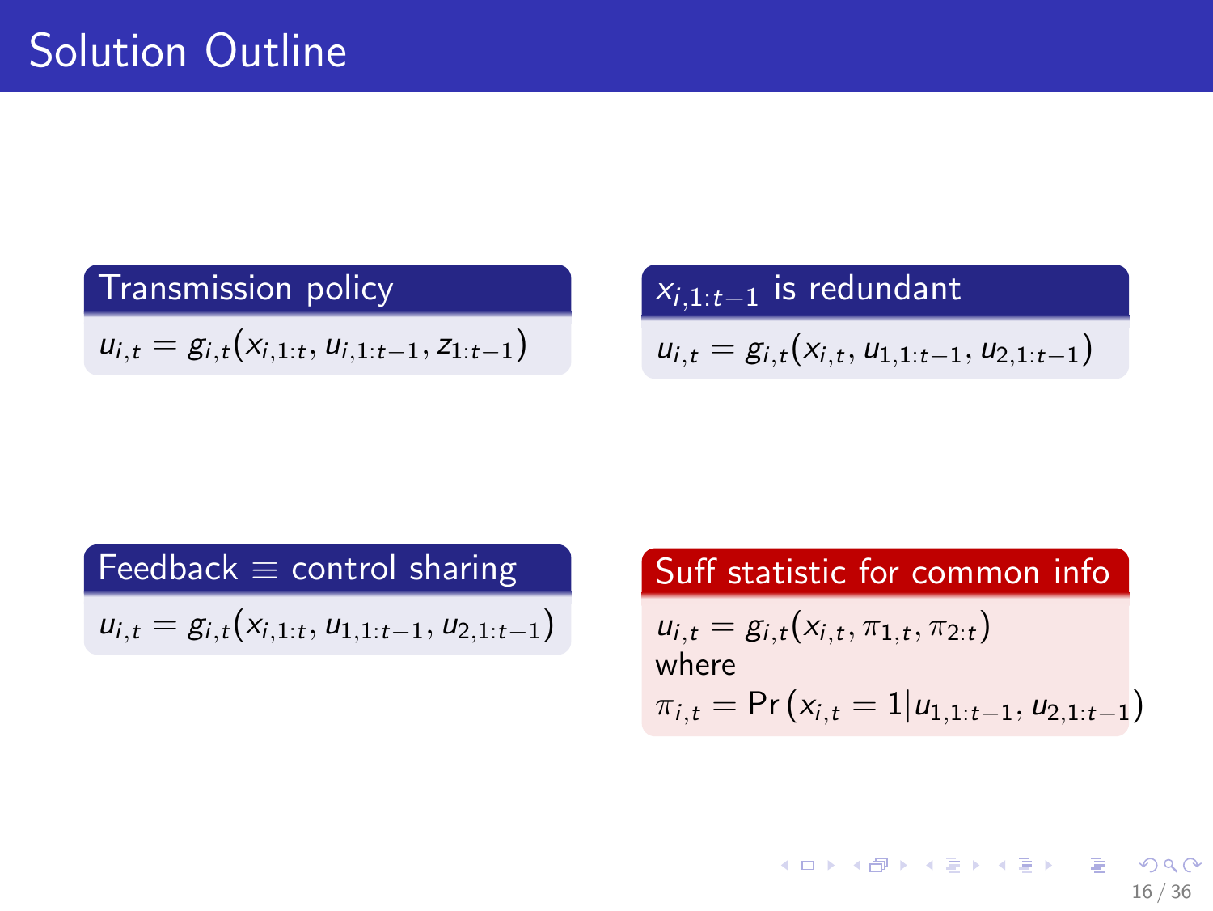# Solution Outline

**Transmission policy**

$u_{i,t} = g_{i,t}(x_{i,1:t}, u_{i,1:t-1}, z_{1:t-1})$

**$x_{i,1:t-1}$ is redundant**

$u_{i,t} = g_{i,t}(x_{i,t}, u_{1,1:t-1}, u_{2,1:t-1})$

**Feedback $\equiv$ control sharing**

$u_{i,t} = g_{i,t}(x_{i,1:t}, u_{1,1:t-1}, u_{2,1:t-1})$

**Suff statistic for common info**

$u_{i,t} = g_{i,t}(x_{i,t}, \pi_{1,t}, \pi_{2:t})$
where
$\pi_{i,t} = \Pr\left(x_{i,t} = 1 | u_{1,1:t-1}, u_{2,1:t-1}\right)$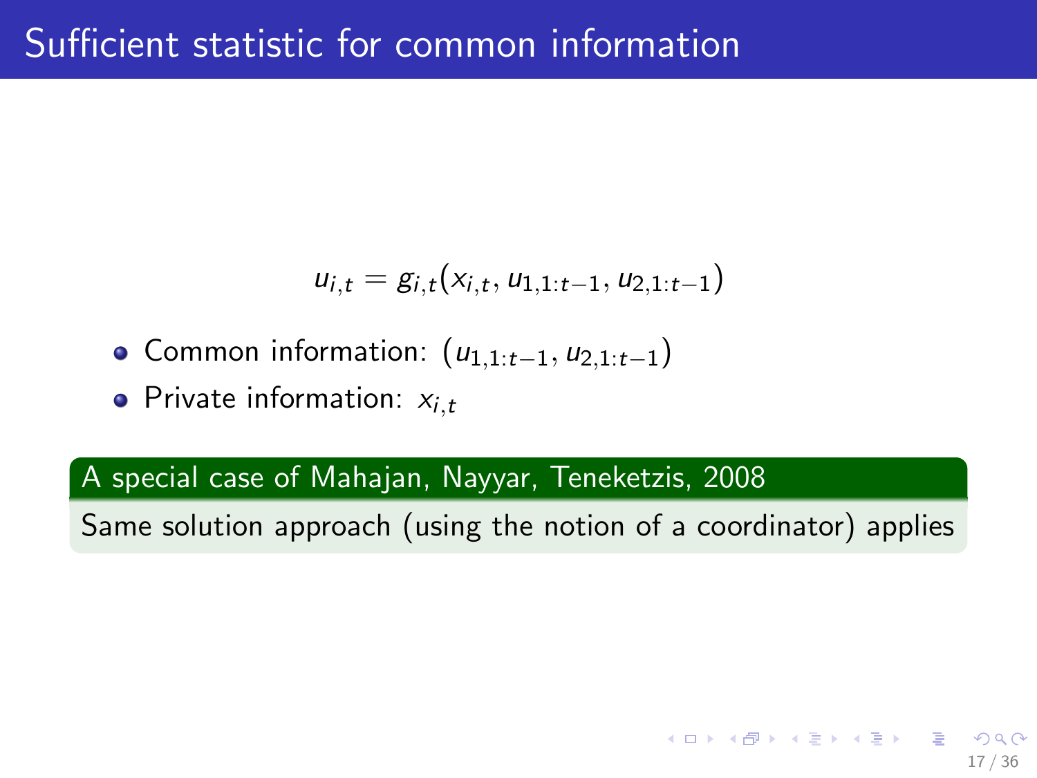# Sufficient statistic for common information

$$u_{i,t} = g_{i,t}(x_{i,t}, u_{1,1:t-1}, u_{2,1:t-1})$$

- Common information: $(u_{1,1:t-1}, u_{2,1:t-1})$
- Private information: $x_{i,t}$

**A special case of Mahajan, Nayyar, Teneketzis, 2008**

Same solution approach (using the notion of a coordinator) applies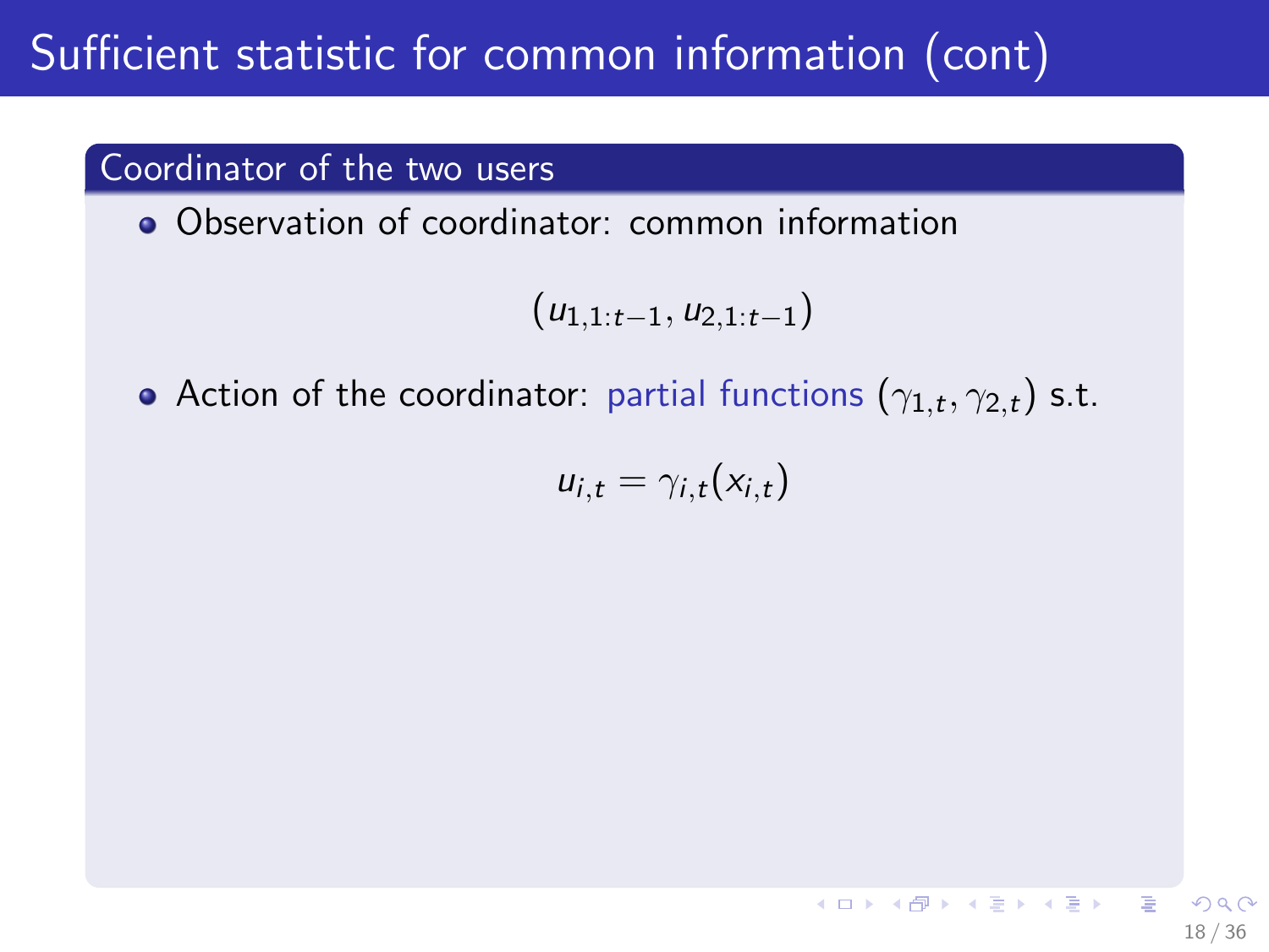# Sufficient statistic for common information (cont)

### Coordinator of the two users

- Observation of coordinator: common information

$$(u_{1,1:t-1}, u_{2,1:t-1})$$

- Action of the coordinator: partial functions $(\gamma_{1,t}, \gamma_{2,t})$ s.t.

$$u_{i,t} = \gamma_{i,t}(x_{i,t})$$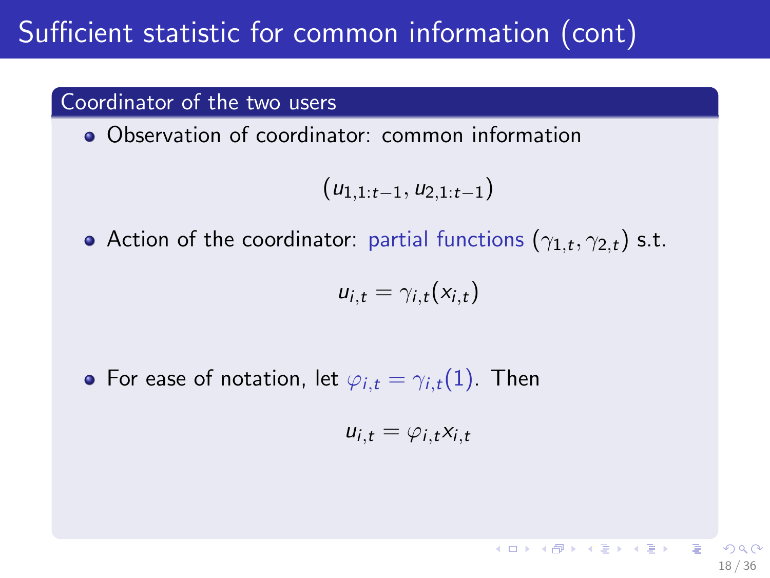# Sufficient statistic for common information (cont)

### Coordinator of the two users

- Observation of coordinator: common information

$$(u_{1,1:t-1}, u_{2,1:t-1})$$

- Action of the coordinator: partial functions $(\gamma_{1,t}, \gamma_{2,t})$ s.t.

$$u_{i,t} = \gamma_{i,t}(x_{i,t})$$

- For ease of notation, let $\varphi_{i,t} = \gamma_{i,t}(1)$. Then

$$u_{i,t} = \varphi_{i,t} x_{i,t}$$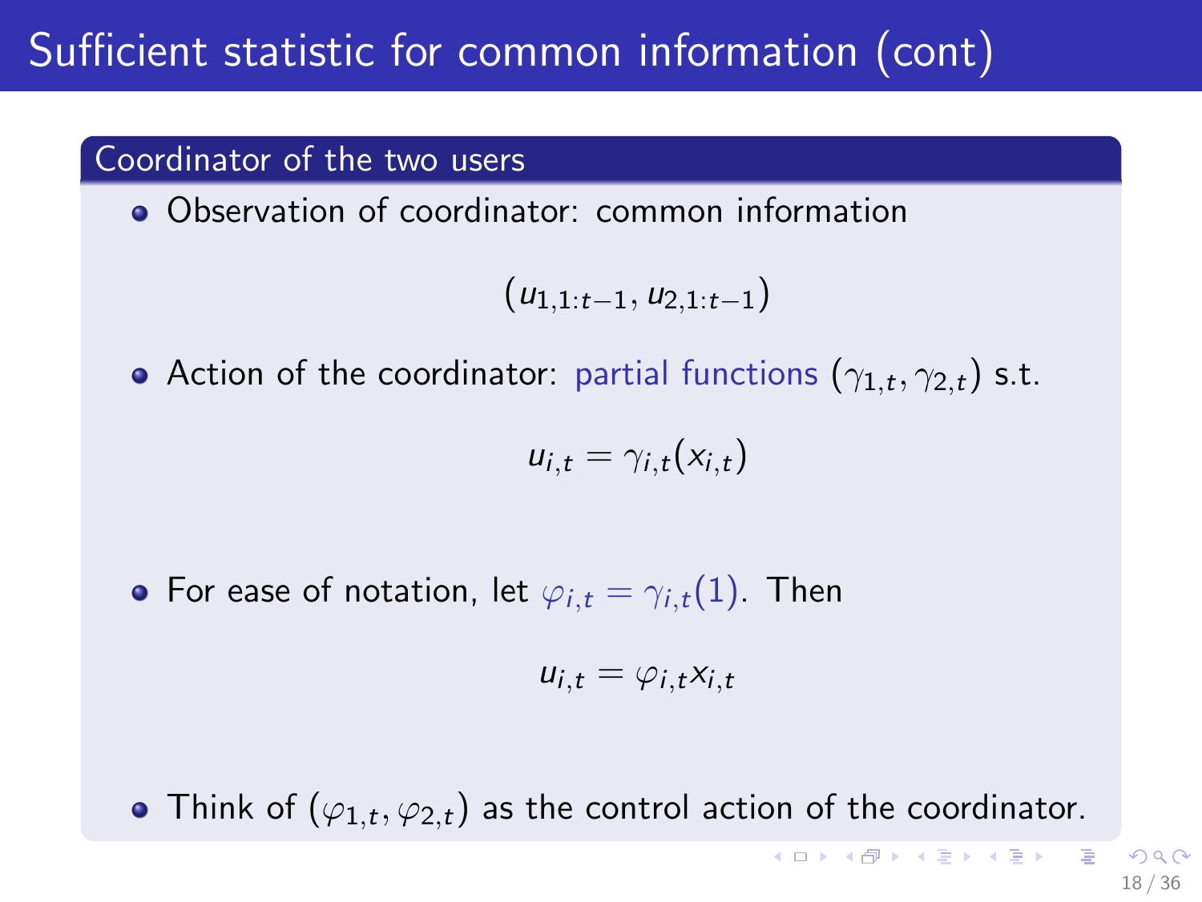# Sufficient statistic for common information (cont)

### Coordinator of the two users

- Observation of coordinator: common information

$$(u_{1,1:t-1}, u_{2,1:t-1})$$

- Action of the coordinator: partial functions $(\gamma_{1,t}, \gamma_{2,t})$ s.t.

$$u_{i,t} = \gamma_{i,t}(x_{i,t})$$

- For ease of notation, let $\varphi_{i,t} = \gamma_{i,t}(1)$. Then

$$u_{i,t} = \varphi_{i,t} x_{i,t}$$

- Think of $(\varphi_{1,t}, \varphi_{2,t})$ as the control action of the coordinator.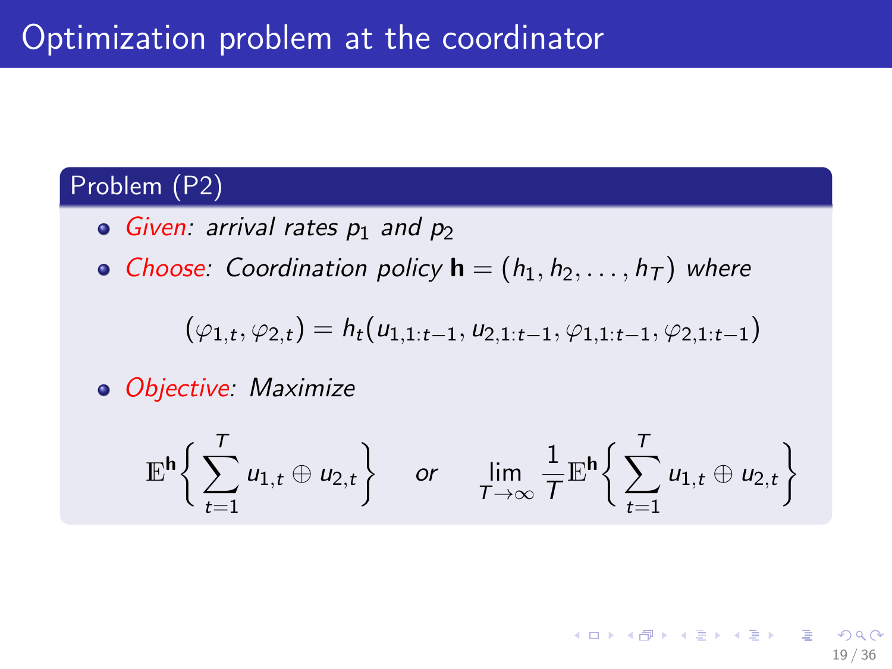# Optimization problem at the coordinator

## Problem (P2)

- *Given: arrival rates $p_1$ and $p_2$*
- *Choose: Coordination policy $\mathbf{h} = (h_1, h_2, \dots, h_T)$ where*

$$(\varphi_{1,t}, \varphi_{2,t}) = h_t(u_{1,1:t-1}, u_{2,1:t-1}, \varphi_{1,1:t-1}, \varphi_{2,1:t-1})$$

- *Objective: Maximize*

$$\mathbb{E}^{\mathbf{h}}\left\{ \sum_{t=1}^{T} u_{1,t} \oplus u_{2,t} \right\} \quad \text{or} \quad \lim_{T\to\infty} \frac{1}{T}\mathbb{E}^{\mathbf{h}}\left\{ \sum_{t=1}^{T} u_{1,t} \oplus u_{2,t} \right\}$$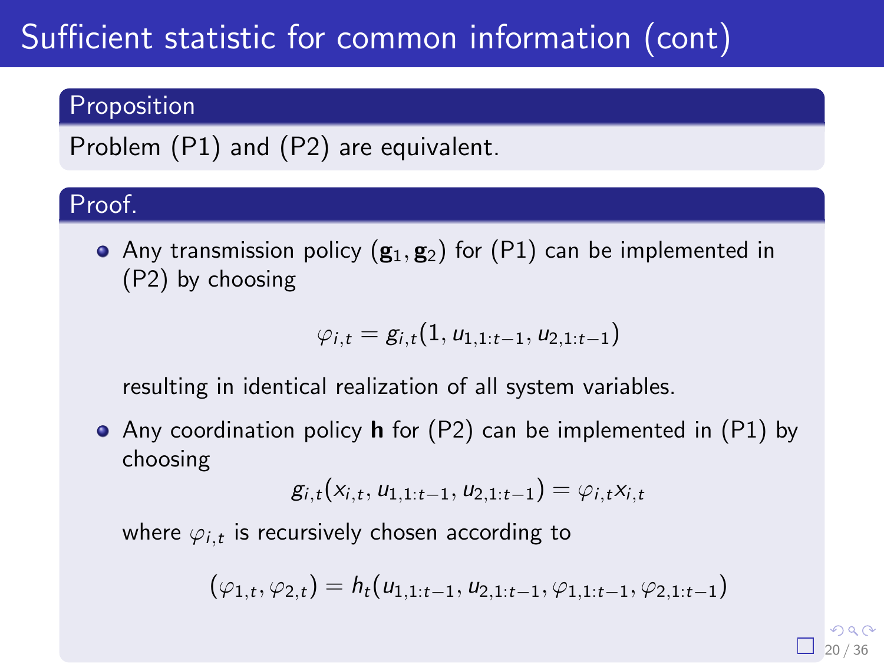# Sufficient statistic for common information (cont)

**Proposition**

Problem (P1) and (P2) are equivalent.

**Proof.**

- Any transmission policy $(\mathbf{g}_1, \mathbf{g}_2)$ for (P1) can be implemented in (P2) by choosing

$$\varphi_{i,t} = g_{i,t}(1, u_{1,1:t-1}, u_{2,1:t-1})$$

  resulting in identical realization of all system variables.

- Any coordination policy $\mathbf{h}$ for (P2) can be implemented in (P1) by choosing

$$g_{i,t}(x_{i,t}, u_{1,1:t-1}, u_{2,1:t-1}) = \varphi_{i,t} x_{i,t}$$

  where $\varphi_{i,t}$ is recursively chosen according to

$$(\varphi_{1,t}, \varphi_{2,t}) = h_t(u_{1,1:t-1}, u_{2,1:t-1}, \varphi_{1,1:t-1}, \varphi_{2,1:t-1})$$

$\square$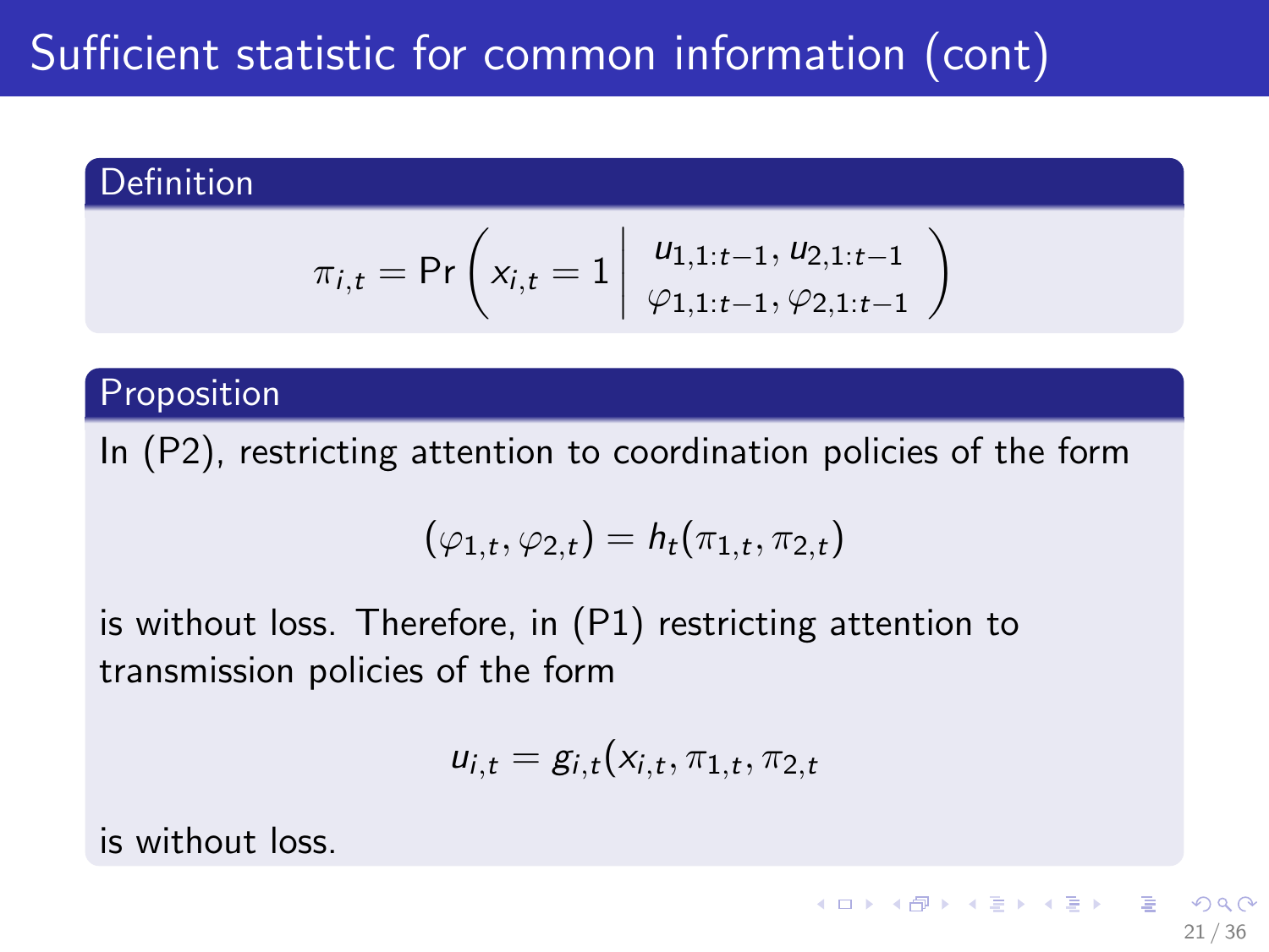# Sufficient statistic for common information (cont)

**Definition**

$$\pi_{i,t} = \Pr\left(x_{i,t} = 1 \,\middle|\, \begin{matrix} u_{1,1:t-1}, u_{2,1:t-1} \\ \varphi_{1,1:t-1}, \varphi_{2,1:t-1} \end{matrix} \right)$$

**Proposition**

In (P2), restricting attention to coordination policies of the form

$$(\varphi_{1,t}, \varphi_{2,t}) = h_t(\pi_{1,t}, \pi_{2,t})$$

is without loss. Therefore, in (P1) restricting attention to transmission policies of the form

$$u_{i,t} = g_{i,t}(x_{i,t}, \pi_{1,t}, \pi_{2,t}$$

is without loss.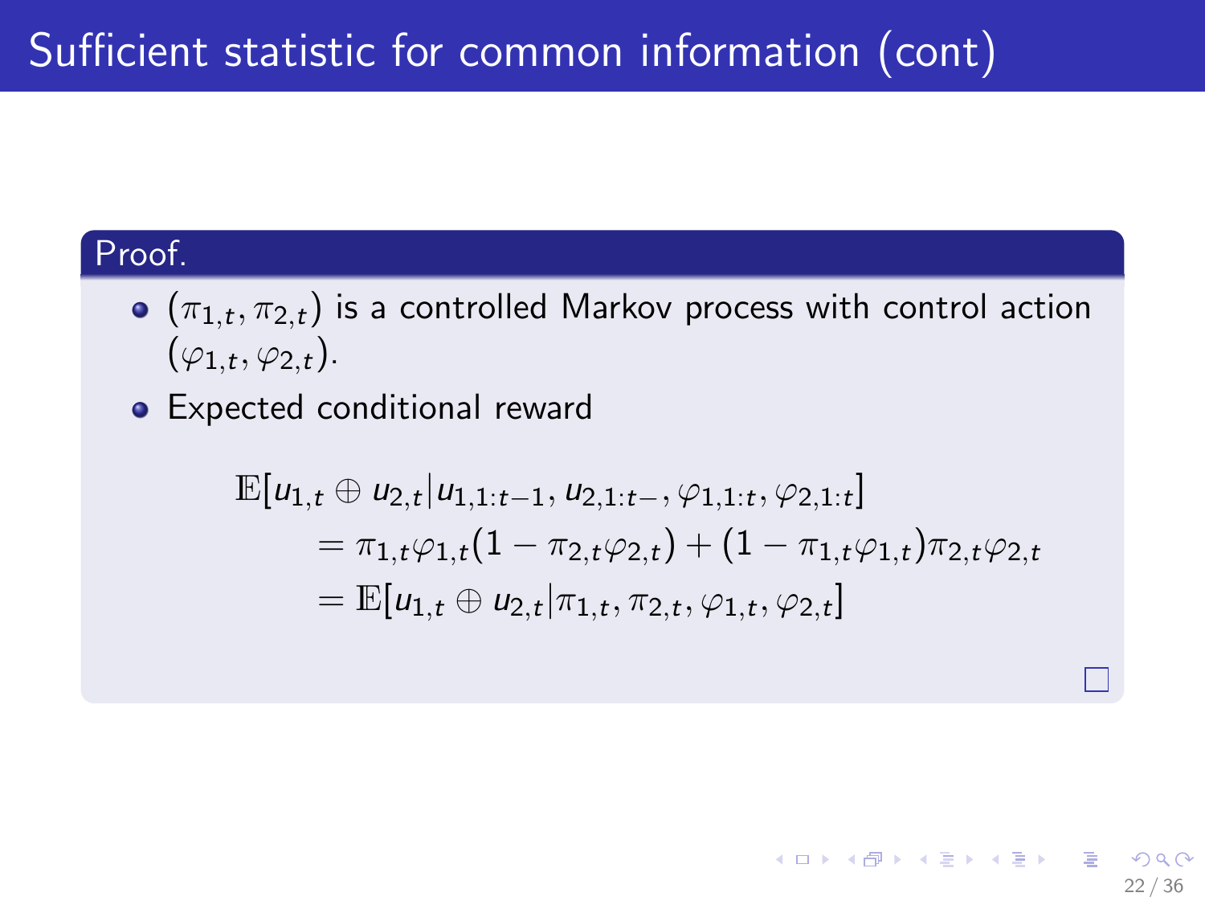# Sufficient statistic for common information (cont)

**Proof.**

- $(\pi_{1,t}, \pi_{2,t})$ is a controlled Markov process with control action $(\varphi_{1,t}, \varphi_{2,t})$.
- Expected conditional reward

$$
\begin{aligned}
\mathbb{E}[&u_{1,t} \oplus u_{2,t} | u_{1,1:t-1}, u_{2,1:t-}, \varphi_{1,1:t}, \varphi_{2,1:t}] \\
&= \pi_{1,t}\varphi_{1,t}(1 - \pi_{2,t}\varphi_{2,t}) + (1 - \pi_{1,t}\varphi_{1,t})\pi_{2,t}\varphi_{2,t} \\
&= \mathbb{E}[u_{1,t} \oplus u_{2,t} | \pi_{1,t}, \pi_{2,t}, \varphi_{1,t}, \varphi_{2,t}]
\end{aligned}
$$

□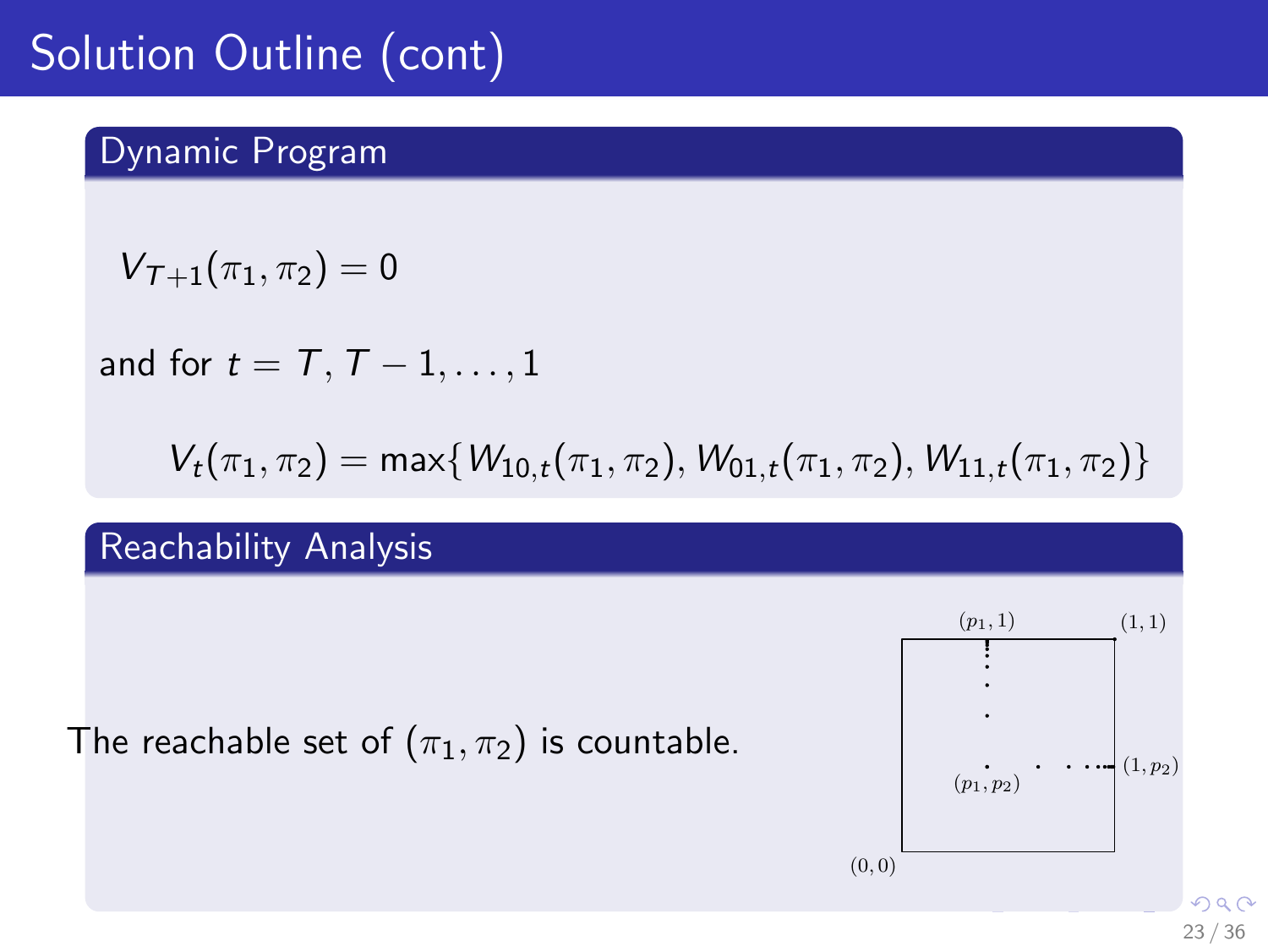# Solution Outline (cont)

## Dynamic Program

$$V_{T+1}(\pi_1, \pi_2) = 0$$

and for $t = T, T-1, \ldots, 1$

$$V_t(\pi_1, \pi_2) = \max\{W_{10,t}(\pi_1, \pi_2), W_{01,t}(\pi_1, \pi_2), W_{11,t}(\pi_1, \pi_2)\}$$

## Reachability Analysis

The reachable set of $(\pi_1, \pi_2)$ is countable.

$(p_1, 1)$ $(1, 1)$ $(1, p_2)$ $(p_1, p_2)$ $(0, 0)$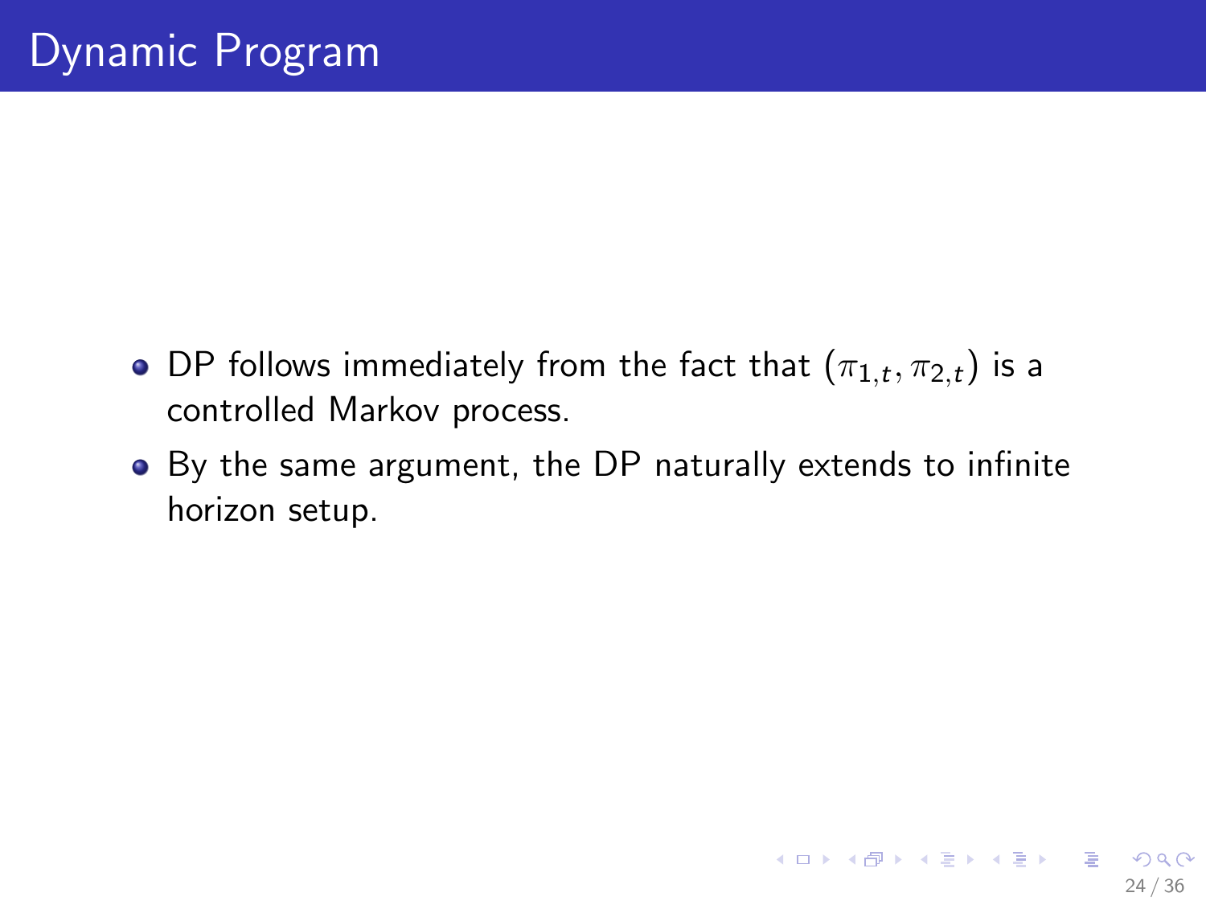# Dynamic Program

- DP follows immediately from the fact that $(\pi_{1,t}, \pi_{2,t})$ is a controlled Markov process.
- By the same argument, the DP naturally extends to infinite horizon setup.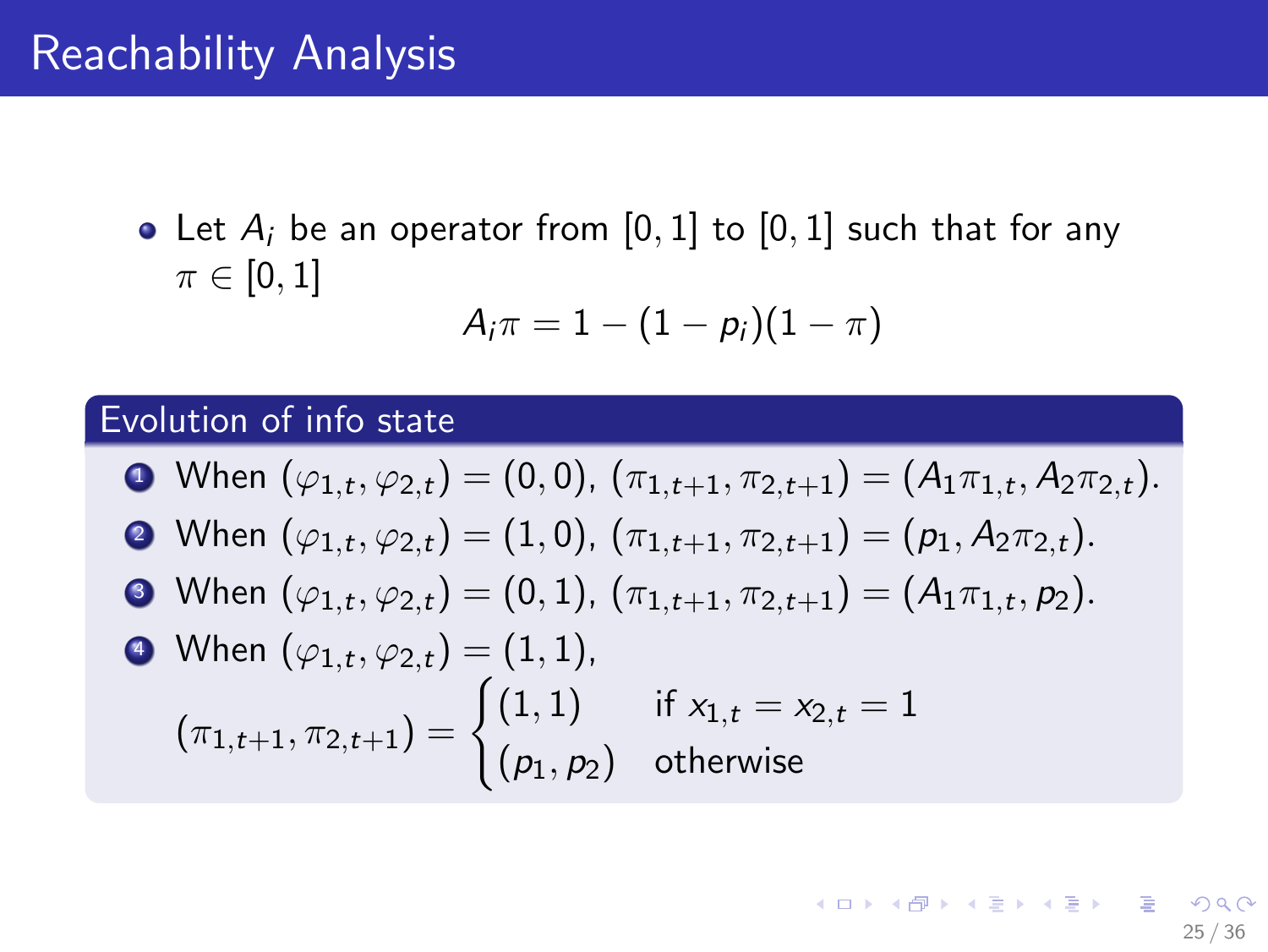# Reachability Analysis

- Let $A_i$ be an operator from $[0,1]$ to $[0,1]$ such that for any $\pi \in [0,1]$

$$A_i \pi = 1 - (1 - p_i)(1 - \pi)$$

**Evolution of info state**

1. When $(\varphi_{1,t}, \varphi_{2,t}) = (0,0)$, $(\pi_{1,t+1}, \pi_{2,t+1}) = (A_1 \pi_{1,t}, A_2 \pi_{2,t})$.
2. When $(\varphi_{1,t}, \varphi_{2,t}) = (1,0)$, $(\pi_{1,t+1}, \pi_{2,t+1}) = (p_1, A_2 \pi_{2,t})$.
3. When $(\varphi_{1,t}, \varphi_{2,t}) = (0,1)$, $(\pi_{1,t+1}, \pi_{2,t+1}) = (A_1 \pi_{1,t}, p_2)$.
4. When $(\varphi_{1,t}, \varphi_{2,t}) = (1,1)$,

$$(\pi_{1,t+1}, \pi_{2,t+1}) = \begin{cases} (1,1) & \text{if } x_{1,t} = x_{2,t} = 1 \\ (p_1, p_2) & \text{otherwise} \end{cases}$$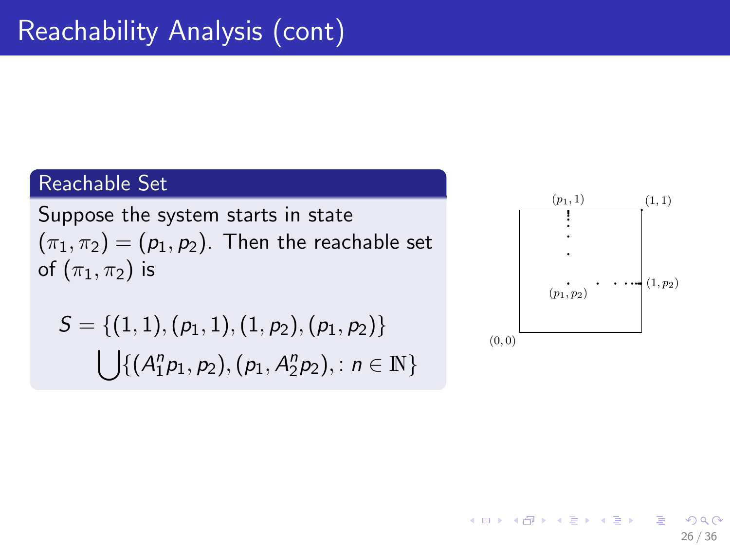# Reachability Analysis (cont)

### Reachable Set

Suppose the system starts in state $(\pi_1, \pi_2) = (p_1, p_2)$. Then the reachable set of $(\pi_1, \pi_2)$ is

$$
\begin{aligned}
S = &\{(1,1), (p_1, 1), (1, p_2), (p_1, p_2)\} \\
&\bigcup \{(A_1^n p_1, p_2), (p_1, A_2^n p_2), : n \in \mathbb{N}\}
\end{aligned}
$$

$(p_1, 1)$ $(1, 1)$ $(1, p_2)$ $(p_1, p_2)$ $(0, 0)$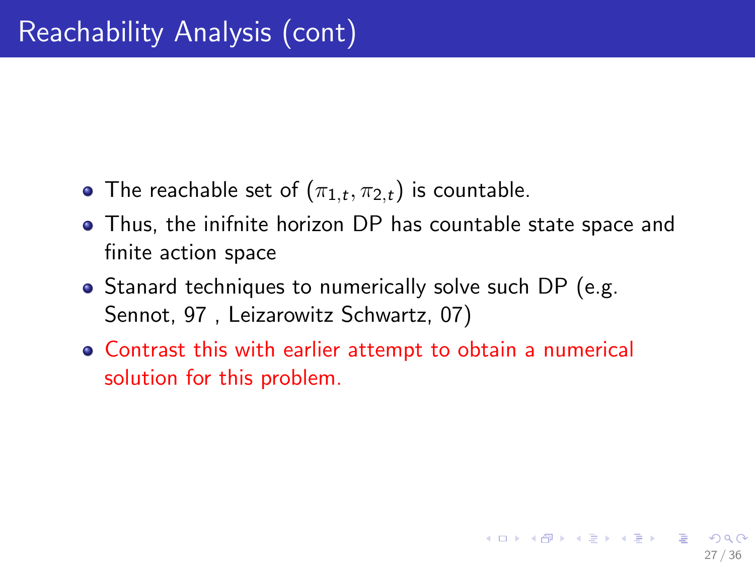# Reachability Analysis (cont)

- The reachable set of $(\pi_{1,t}, \pi_{2,t})$ is countable.
- Thus, the inifnite horizon DP has countable state space and finite action space
- Stanard techniques to numerically solve such DP (e.g. Sennot, 97 , Leizarowitz Schwartz, 07)
- Contrast this with earlier attempt to obtain a numerical solution for this problem.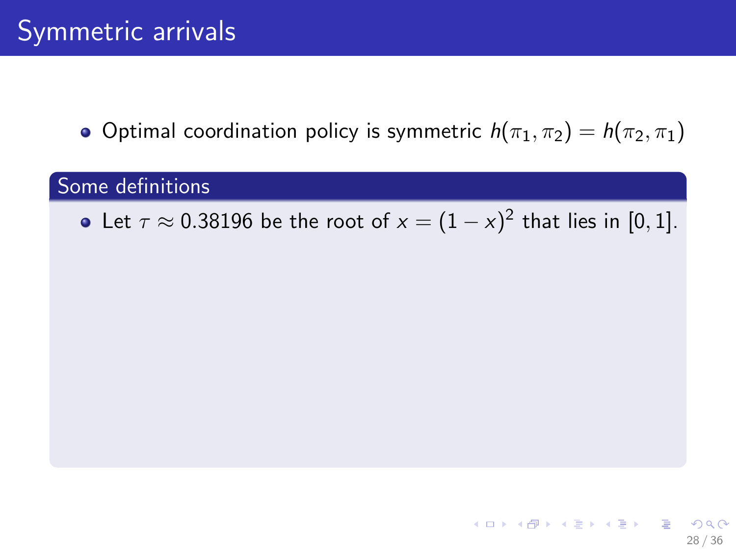# Symmetric arrivals

- Optimal coordination policy is symmetric $h(\pi_1, \pi_2) = h(\pi_2, \pi_1)$

## Some definitions

- Let $\tau \approx 0.38196$ be the root of $x = (1 - x)^2$ that lies in $[0, 1]$.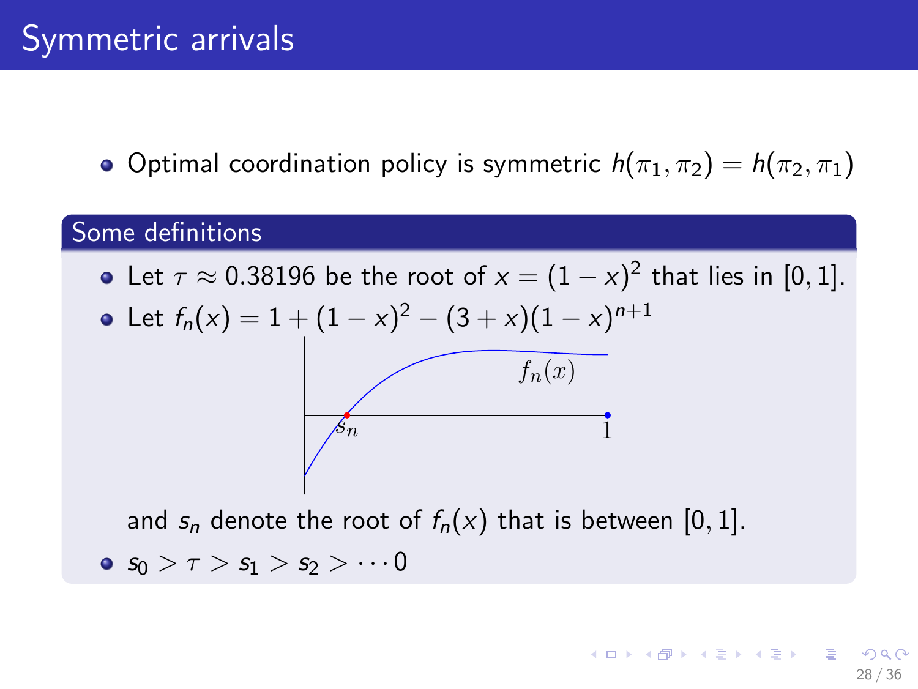# Symmetric arrivals

- Optimal coordination policy is symmetric $h(\pi_1, \pi_2) = h(\pi_2, \pi_1)$

## Some definitions

- Let $\tau \approx 0.38196$ be the root of $x = (1 - x)^2$ that lies in $[0, 1]$.
- Let $f_n(x) = 1 + (1 - x)^2 - (3 + x)(1 - x)^{n+1}$

  and $s_n$ denote the root of $f_n(x)$ that is between $[0, 1]$.
- $s_0 > \tau > s_1 > s_2 > \cdots 0$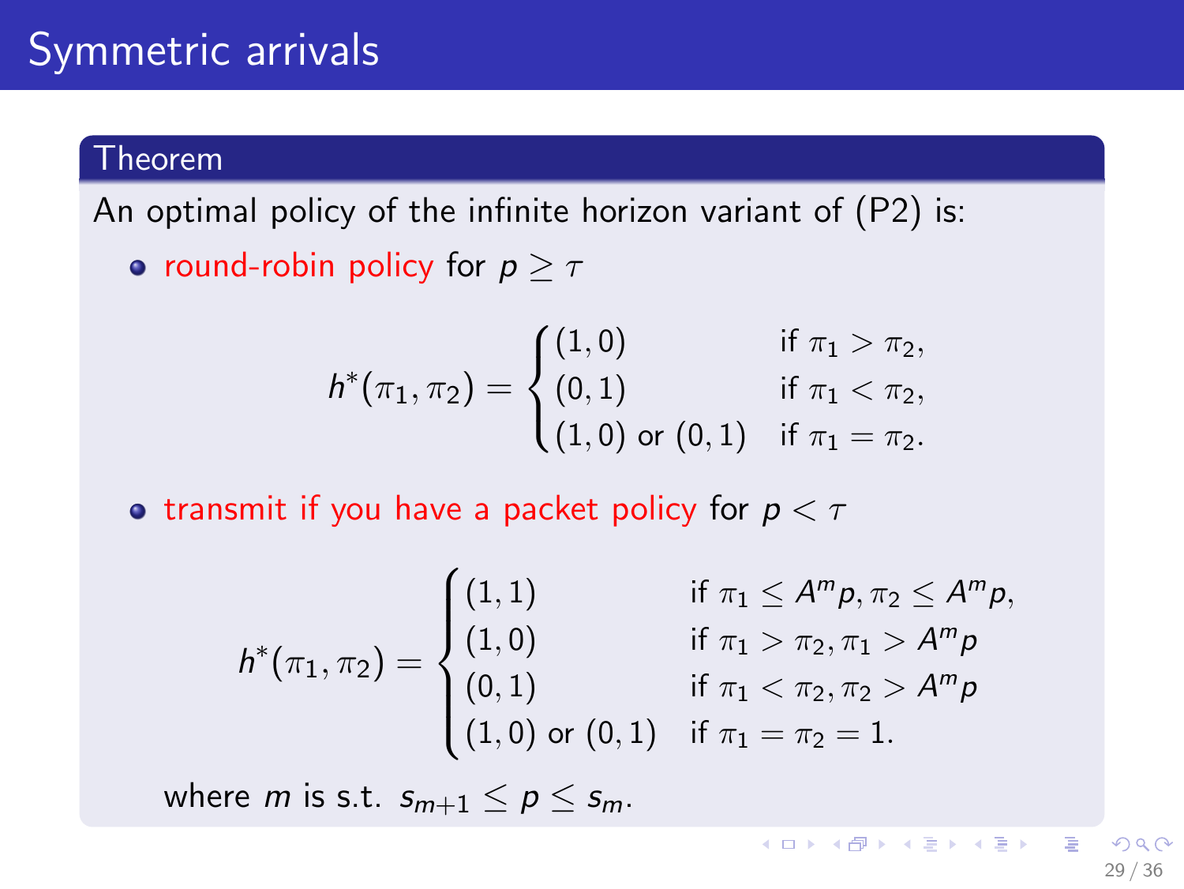# Symmetric arrivals

**Theorem**

An optimal policy of the infinite horizon variant of (P2) is:

- round-robin policy for $p \geq \tau$

$$h^*(\pi_1, \pi_2) = \begin{cases} (1,0) & \text{if } \pi_1 > \pi_2, \\ (0,1) & \text{if } \pi_1 < \pi_2, \\ (1,0) \text{ or } (0,1) & \text{if } \pi_1 = \pi_2. \end{cases}$$

- transmit if you have a packet policy for $p < \tau$

$$h^*(\pi_1, \pi_2) = \begin{cases} (1,1) & \text{if } \pi_1 \leq A^m p, \pi_2 \leq A^m p, \\ (1,0) & \text{if } \pi_1 > \pi_2, \pi_1 > A^m p \\ (0,1) & \text{if } \pi_1 < \pi_2, \pi_2 > A^m p \\ (1,0) \text{ or } (0,1) & \text{if } \pi_1 = \pi_2 = 1. \end{cases}$$

where $m$ is s.t. $s_{m+1} \leq p \leq s_m$.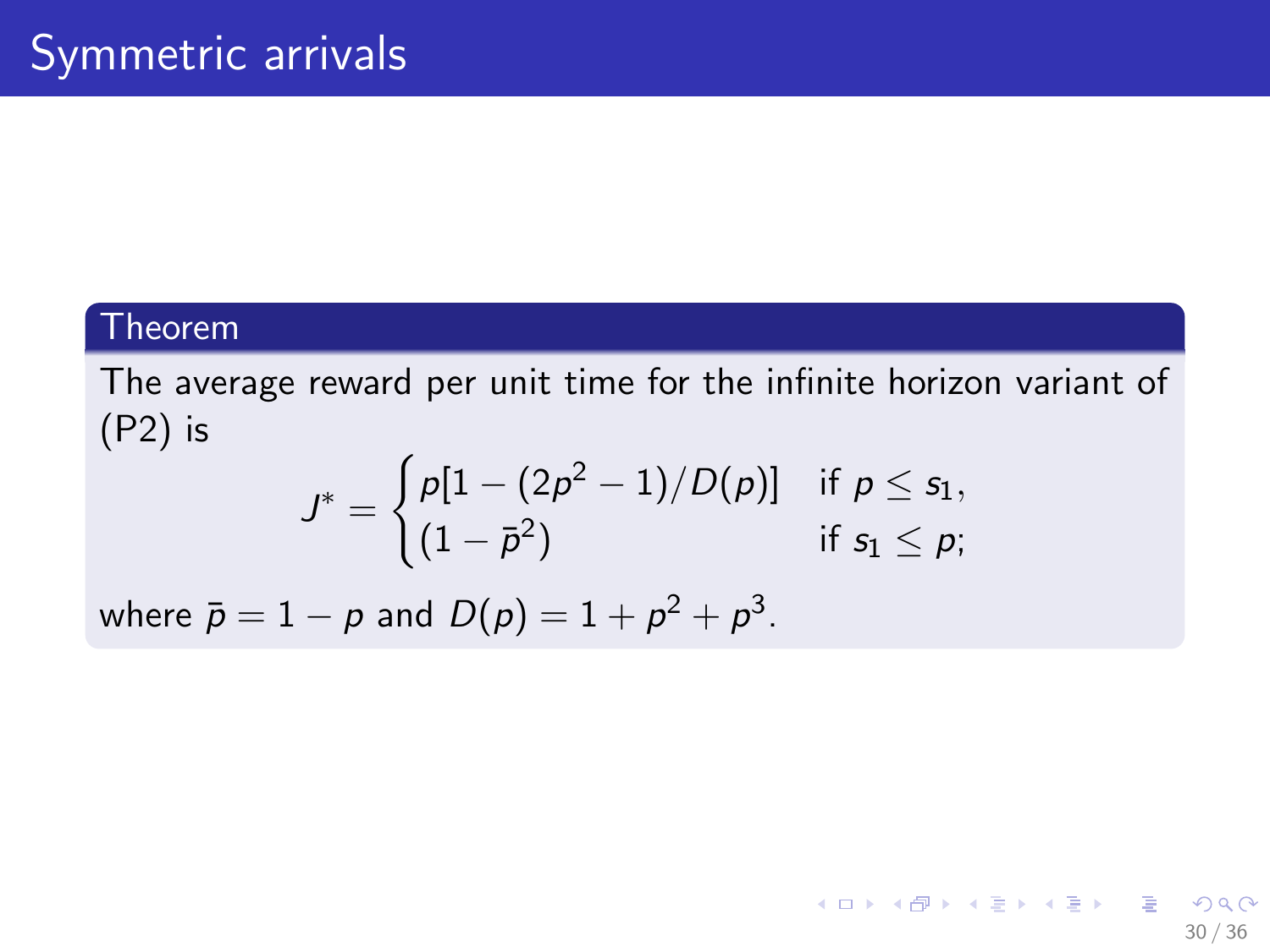# Symmetric arrivals

**Theorem**

The average reward per unit time for the infinite horizon variant of (P2) is

$$J^* = \begin{cases} p[1 - (2p^2 - 1)/D(p)] & \text{if } p \leq s_1, \\ (1 - \bar{p}^2) & \text{if } s_1 \leq p; \end{cases}$$

where $\bar{p} = 1 - p$ and $D(p) = 1 + p^2 + p^3$.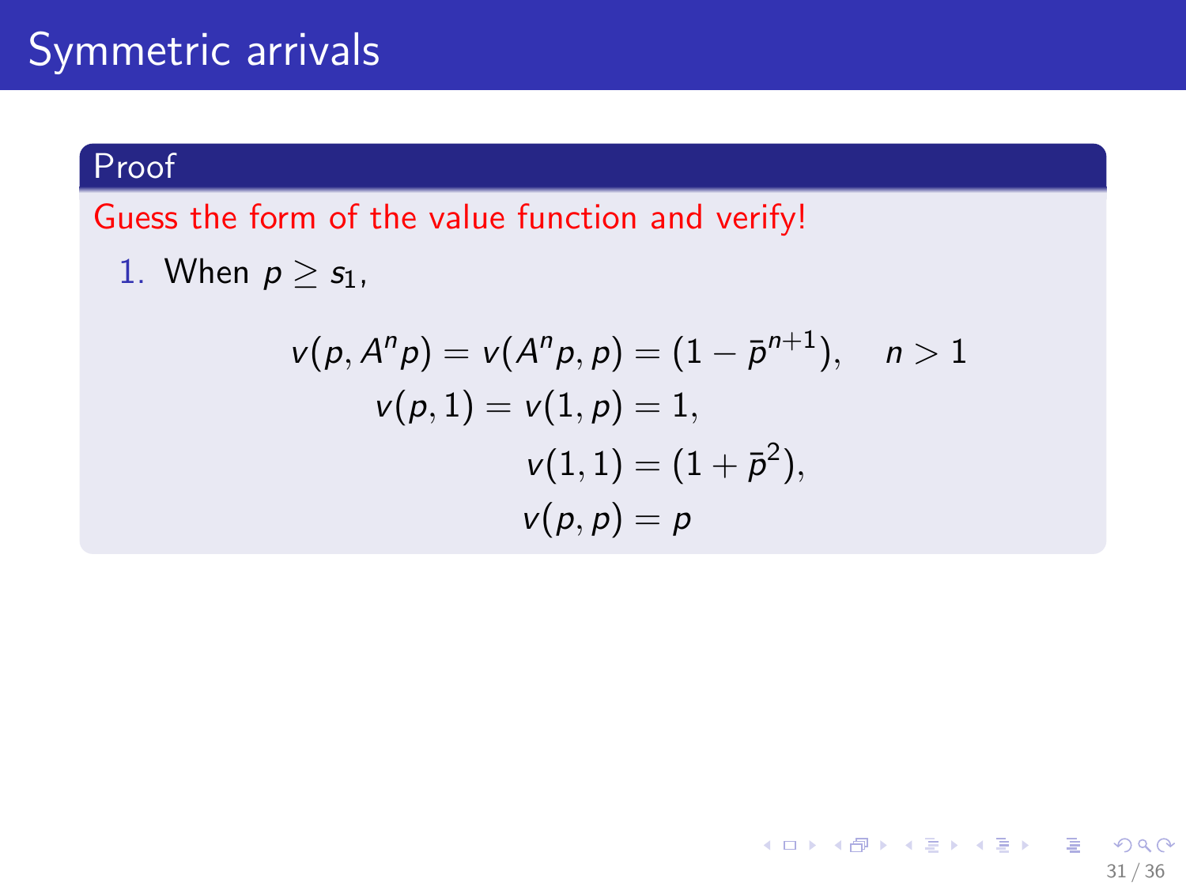# Symmetric arrivals

**Proof**

Guess the form of the value function and verify!

1. When $p \geq s_1$,

$$
\begin{aligned}
v(p, A^n p) = v(A^n p, p) &= (1 - \bar{p}^{n+1}), \quad n > 1 \\
v(p, 1) = v(1, p) &= 1, \\
v(1, 1) &= (1 + \bar{p}^2), \\
v(p, p) &= p
\end{aligned}
$$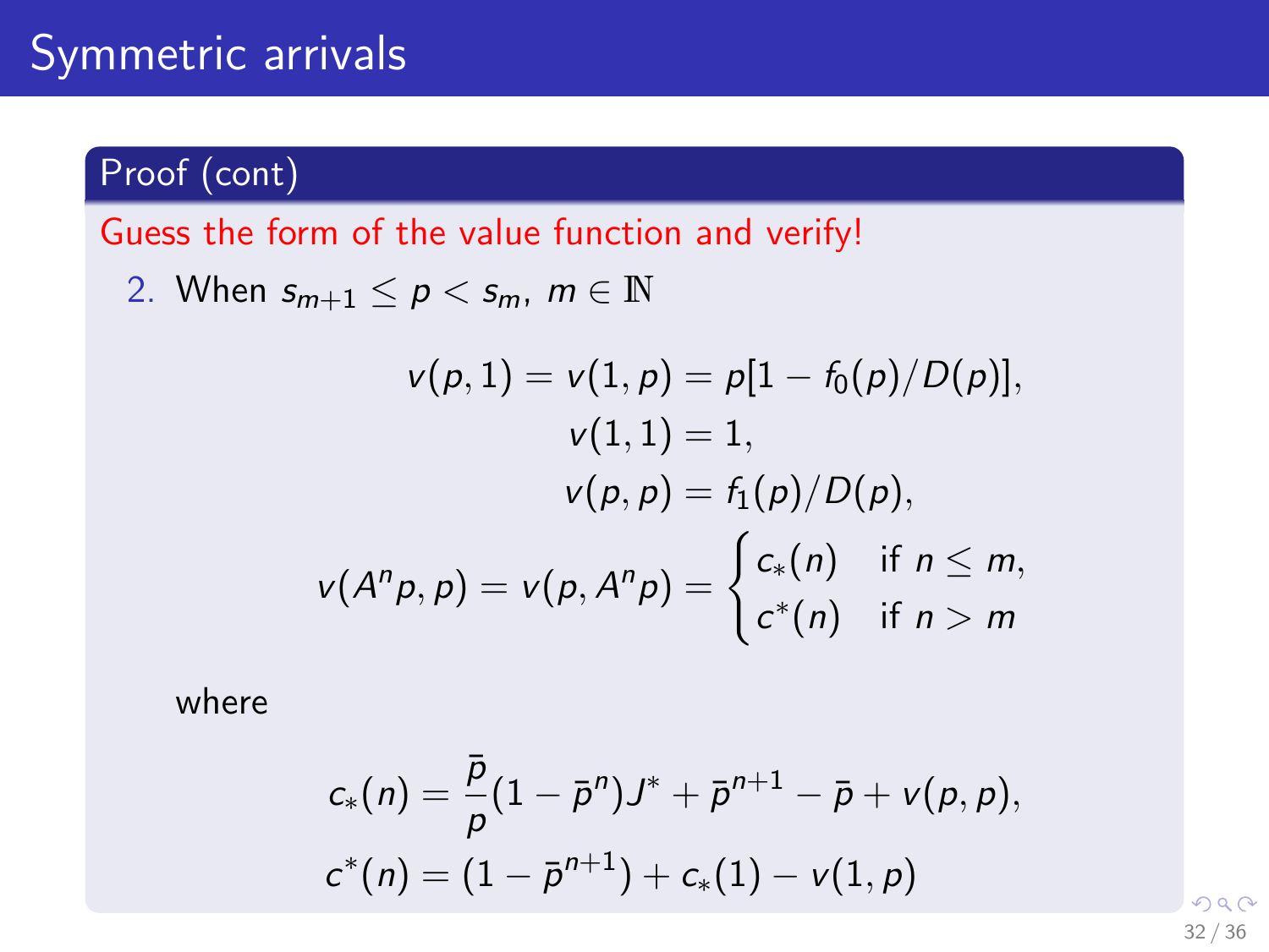# Symmetric arrivals

## Proof (cont)

Guess the form of the value function and verify!

2. When $s_{m+1} \leq p < s_m$, $m \in \mathbb{N}$

$$
\begin{aligned}
v(p,1) = v(1,p) &= p[1 - f_0(p)/D(p)], \\
v(1,1) &= 1, \\
v(p,p) &= f_1(p)/D(p), \\
v(A^n p, p) = v(p, A^n p) &= \begin{cases} c_*(n) & \text{if } n \leq m, \\ c^*(n) & \text{if } n > m \end{cases}
\end{aligned}
$$

where

$$
\begin{aligned}
c_*(n) &= \frac{\bar{p}}{p}(1 - \bar{p}^n)J^* + \bar{p}^{n+1} - \bar{p} + v(p,p), \\
c^*(n) &= (1 - \bar{p}^{n+1}) + c_*(1) - v(1,p)
\end{aligned}
$$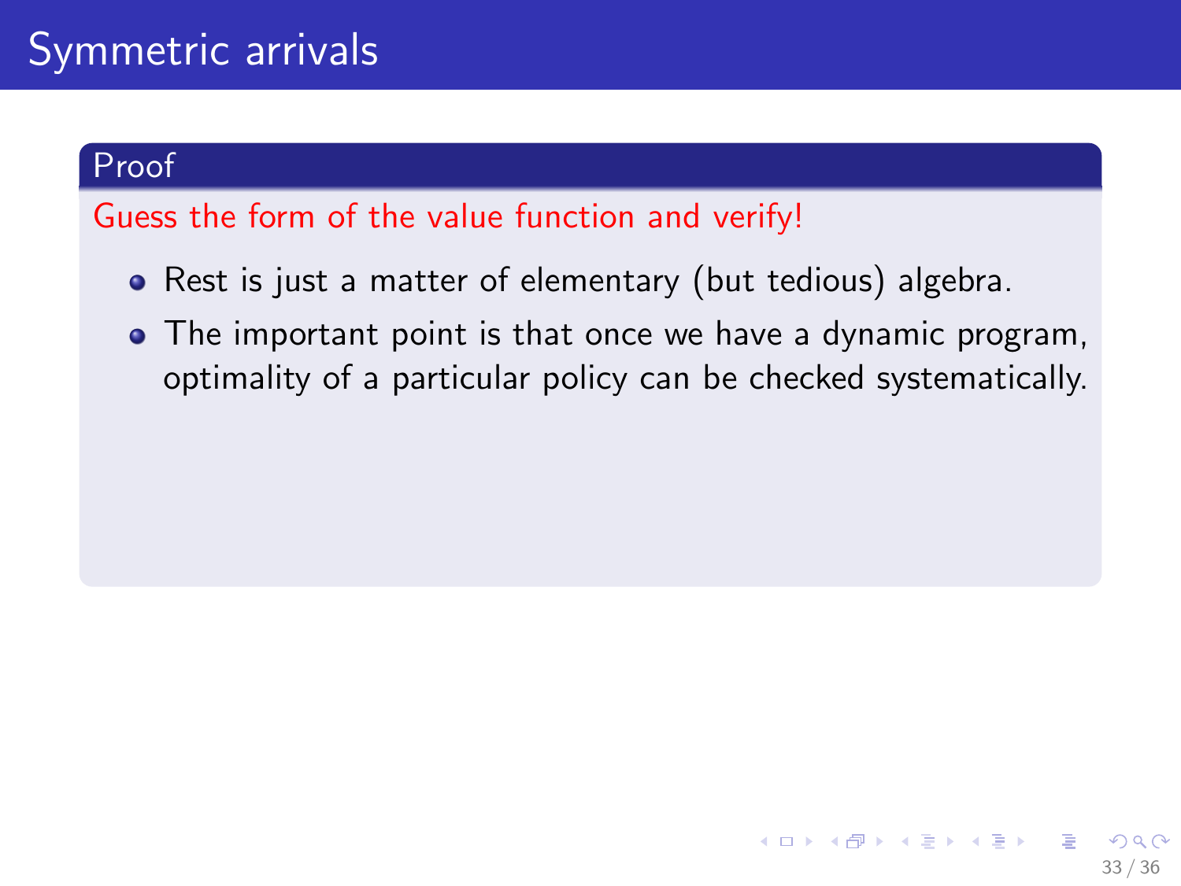# Symmetric arrivals

**Proof**

Guess the form of the value function and verify!

- Rest is just a matter of elementary (but tedious) algebra.
- The important point is that once we have a dynamic program, optimality of a particular policy can be checked systematically.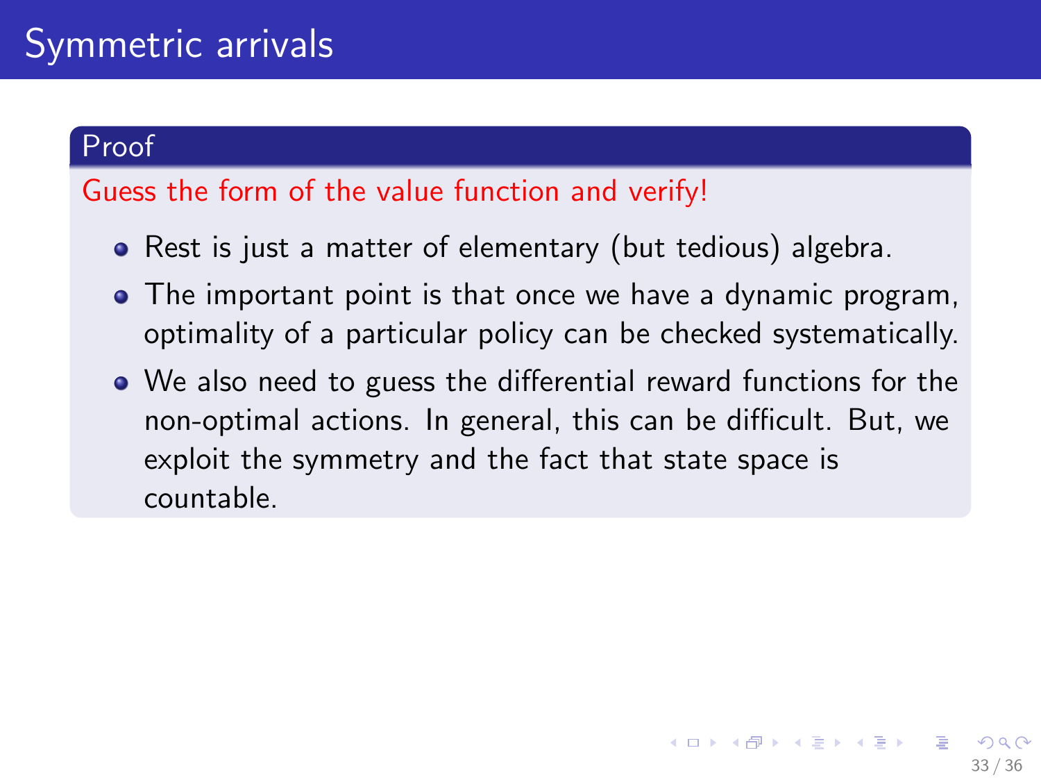# Symmetric arrivals

## Proof

Guess the form of the value function and verify!

- Rest is just a matter of elementary (but tedious) algebra.
- The important point is that once we have a dynamic program, optimality of a particular policy can be checked systematically.
- We also need to guess the differential reward functions for the non-optimal actions. In general, this can be difficult. But, we exploit the symmetry and the fact that state space is countable.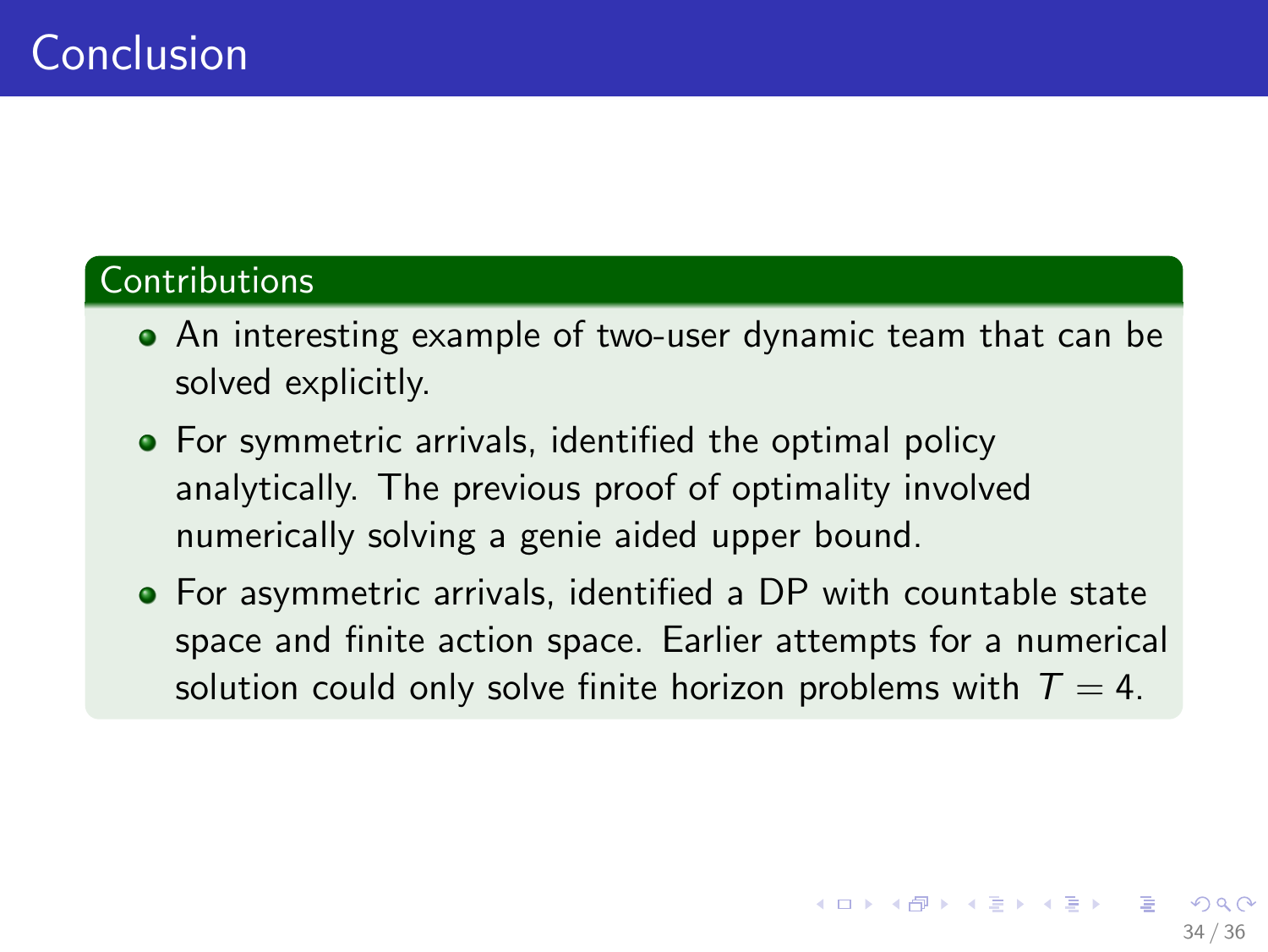# Conclusion

## Contributions

- An interesting example of two-user dynamic team that can be solved explicitly.
- For symmetric arrivals, identified the optimal policy analytically. The previous proof of optimality involved numerically solving a genie aided upper bound.
- For asymmetric arrivals, identified a DP with countable state space and finite action space. Earlier attempts for a numerical solution could only solve finite horizon problems with $T = 4$.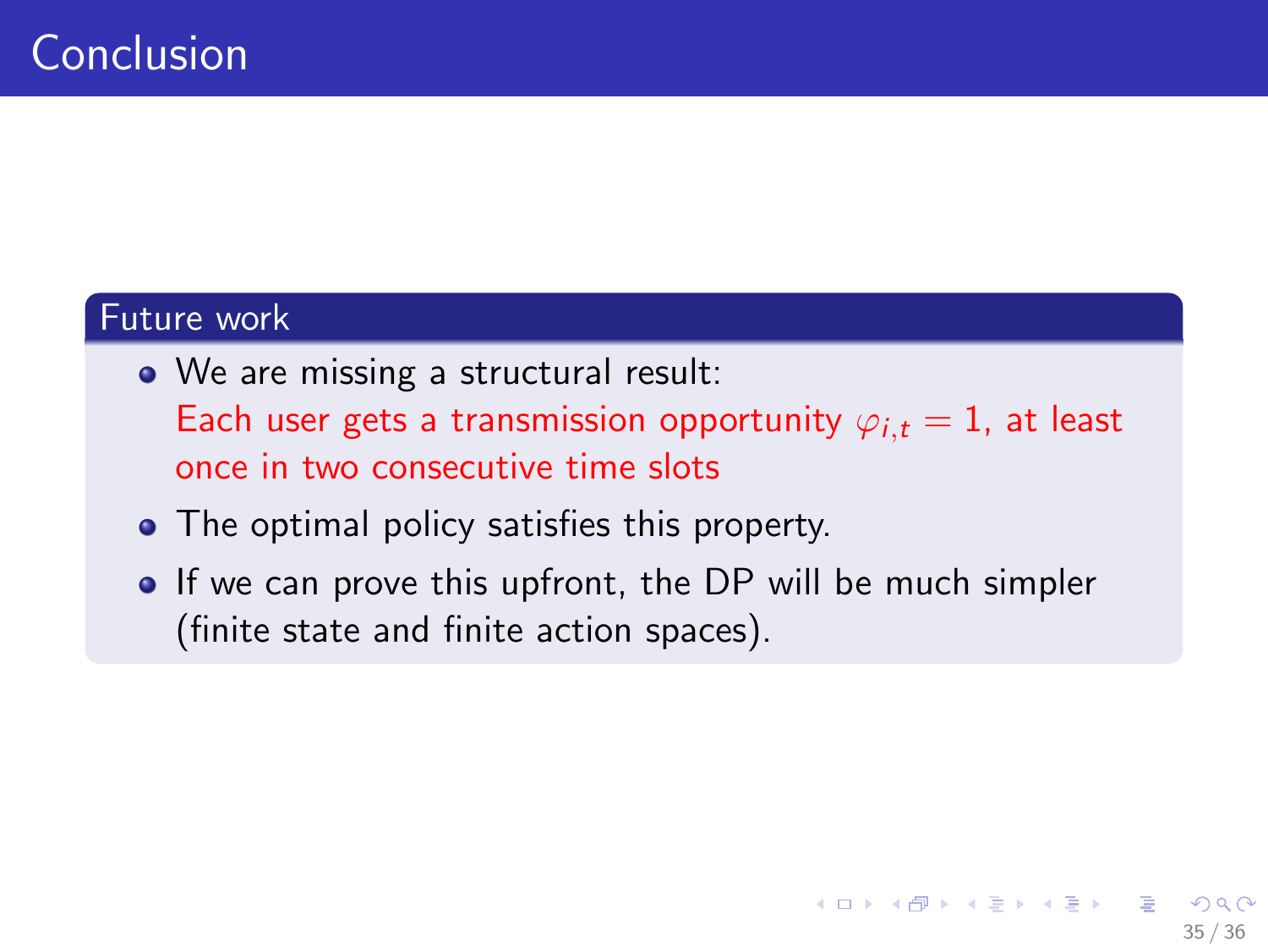# Conclusion

## Future work

- We are missing a structural result:
  Each user gets a transmission opportunity $\varphi_{i,t} = 1$, at least once in two consecutive time slots
- The optimal policy satisfies this property.
- If we can prove this upfront, the DP will be much simpler (finite state and finite action spaces).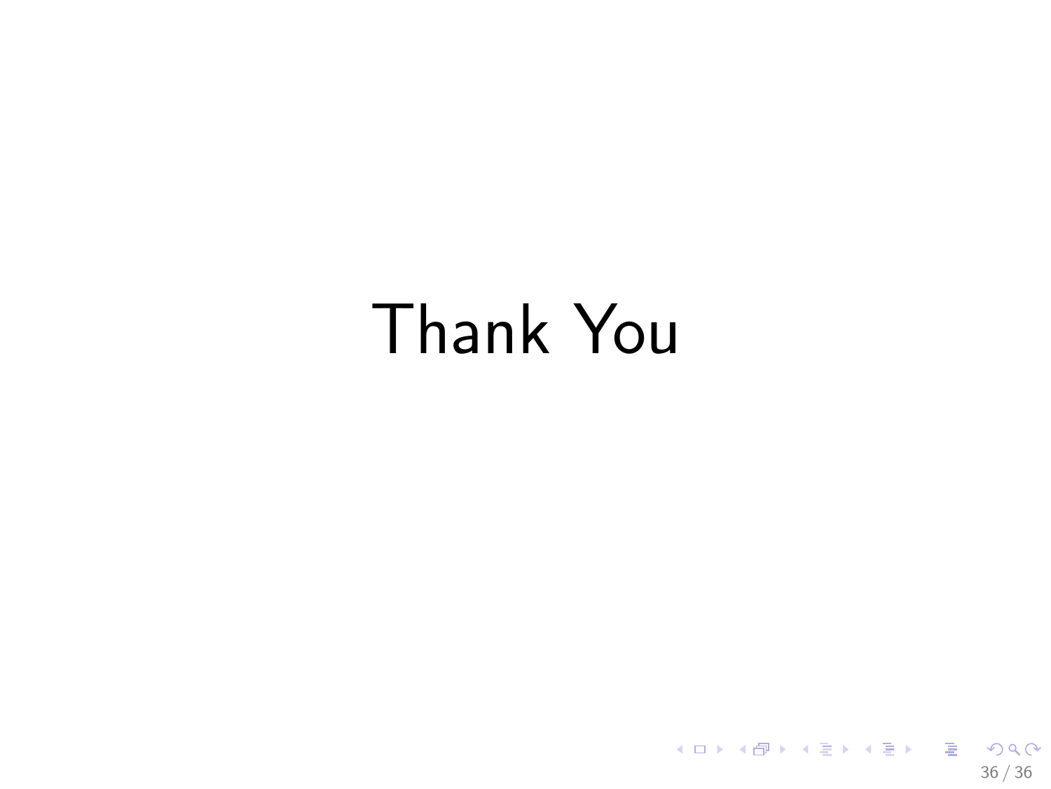# Thank You